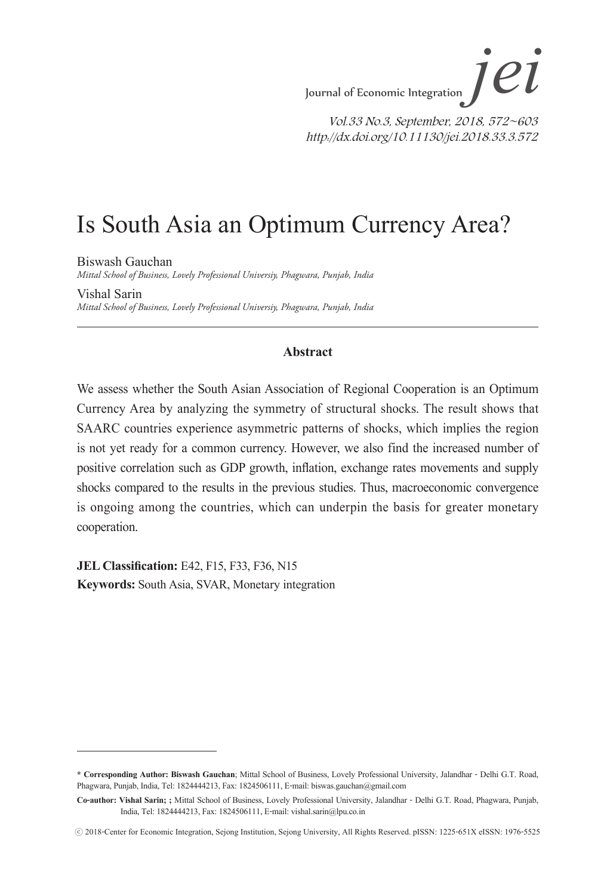# Is South Asia an Optimum Currency Area?

Biswash Gauchan
*Mittal School of Business, Lovely Professional Universiy, Phagwara, Punjab, India*

Vishal Sarin
*Mittal School of Business, Lovely Professional Universiy, Phagwara, Punjab, India*

---

## Abstract

We assess whether the South Asian Association of Regional Cooperation is an Optimum Currency Area by analyzing the symmetry of structural shocks. The result shows that SAARC countries experience asymmetric patterns of shocks, which implies the region is not yet ready for a common currency. However, we also find the increased number of positive correlation such as GDP growth, inflation, exchange rates movements and supply shocks compared to the results in the previous studies. Thus, macroeconomic convergence is ongoing among the countries, which can underpin the basis for greater monetary cooperation.

**JEL Classification:** E42, F15, F33, F36, N15
**Keywords:** South Asia, SVAR, Monetary integration

---

**\* Corresponding Author: Biswash Gauchan**; Mittal School of Business, Lovely Professional University, Jalandhar - Delhi G.T. Road, Phagwara, Punjab, India, Tel: 1824444213, Fax: 1824506111, E-mail: biswas.gauchan@gmail.com

**Co-author: Vishal Sarin; ;** Mittal School of Business, Lovely Professional University, Jalandhar - Delhi G.T. Road, Phagwara, Punjab, India, Tel: 1824444213, Fax: 1824506111, E-mail: vishal.sarin@lpu.co.in

ⓒ 2018-Center for Economic Integration, Sejong Institution, Sejong University, All Rights Reserved. pISSN: 1225-651X eISSN: 1976-5525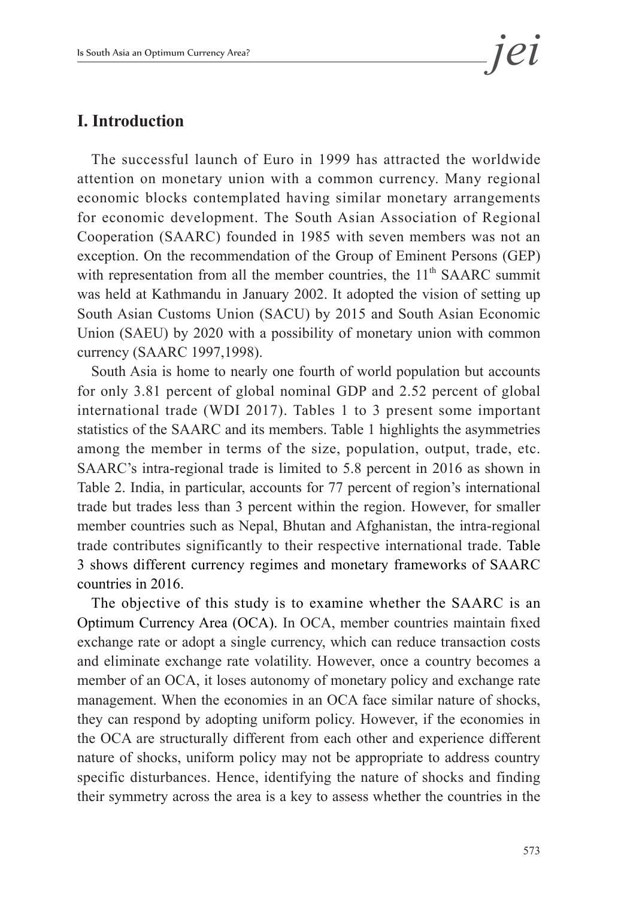## I. Introduction

The successful launch of Euro in 1999 has attracted the worldwide attention on monetary union with a common currency. Many regional economic blocks contemplated having similar monetary arrangements for economic development. The South Asian Association of Regional Cooperation (SAARC) founded in 1985 with seven members was not an exception. On the recommendation of the Group of Eminent Persons (GEP) with representation from all the member countries, the 11th SAARC summit was held at Kathmandu in January 2002. It adopted the vision of setting up South Asian Customs Union (SACU) by 2015 and South Asian Economic Union (SAEU) by 2020 with a possibility of monetary union with common currency (SAARC 1997,1998).

South Asia is home to nearly one fourth of world population but accounts for only 3.81 percent of global nominal GDP and 2.52 percent of global international trade (WDI 2017). Tables 1 to 3 present some important statistics of the SAARC and its members. Table 1 highlights the asymmetries among the member in terms of the size, population, output, trade, etc. SAARC's intra-regional trade is limited to 5.8 percent in 2016 as shown in Table 2. India, in particular, accounts for 77 percent of region's international trade but trades less than 3 percent within the region. However, for smaller member countries such as Nepal, Bhutan and Afghanistan, the intra-regional trade contributes significantly to their respective international trade. Table 3 shows different currency regimes and monetary frameworks of SAARC countries in 2016.

The objective of this study is to examine whether the SAARC is an Optimum Currency Area (OCA). In OCA, member countries maintain fixed exchange rate or adopt a single currency, which can reduce transaction costs and eliminate exchange rate volatility. However, once a country becomes a member of an OCA, it loses autonomy of monetary policy and exchange rate management. When the economies in an OCA face similar nature of shocks, they can respond by adopting uniform policy. However, if the economies in the OCA are structurally different from each other and experience different nature of shocks, uniform policy may not be appropriate to address country specific disturbances. Hence, identifying the nature of shocks and finding their symmetry across the area is a key to assess whether the countries in the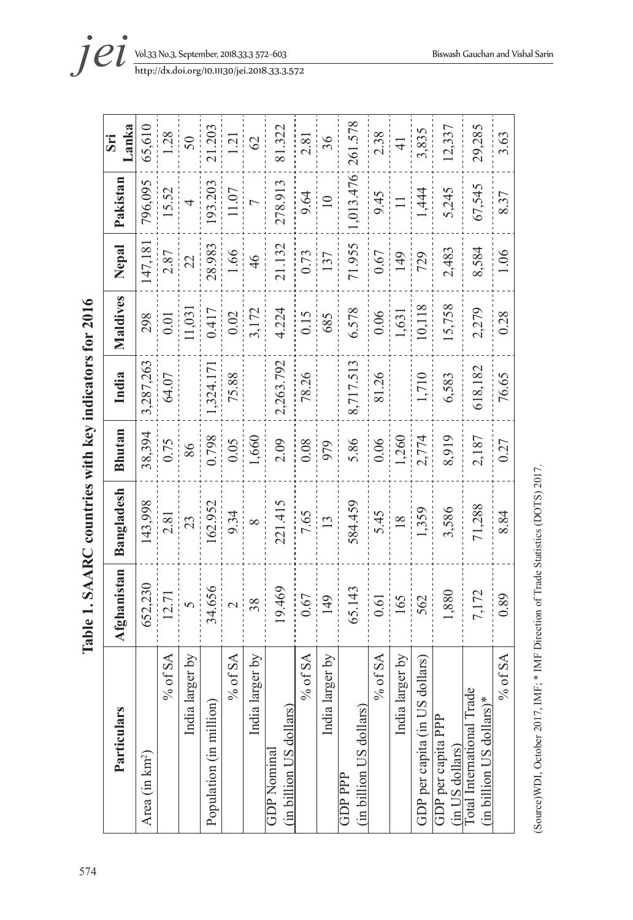Table 1. SAARC countries with key indicators for 2016

| Particulars | | Afghanistan | Bangladesh | Bhutan | India | Maldives | Nepal | Pakistan | Sri Lanka |
|---|---|---|---|---|---|---|---|---|---|
| Area (in km²) | | 652,230 | 143,998 | 38,394 | 3,287,263 | 298 | 147,181 | 796,095 | 65,610 |
| | % of SA | 12.71 | 2.81 | 0.75 | 64.07 | 0.01 | 2.87 | 15.52 | 1.28 |
| | India larger by | 5 | 23 | 86 | | 11,031 | 22 | 4 | 50 |
| Population (in million) | | 34.656 | 162.952 | 0.798 | 1,324.171 | 0.417 | 28.983 | 193.203 | 21.203 |
| | % of SA | 2 | 9.34 | 0.05 | 75.88 | 0.02 | 1.66 | 11.07 | 1.21 |
| | India larger by | 38 | 8 | 1,660 | | 3,172 | 46 | 7 | 62 |
| GDP Nominal (in billion US dollars) | | 19.469 | 221.415 | 2.09 | 2,263.792 | 4.224 | 21.132 | 278.913 | 81.322 |
| | % of SA | 0.67 | 7.65 | 0.08 | 78.26 | 0.15 | 0.73 | 9.64 | 2.81 |
| | India larger by | 149 | 13 | 979 | | 685 | 137 | 10 | 36 |
| GDP PPP (in billion US dollars) | | 65.143 | 584.459 | 5.86 | 8,717.513 | 6.578 | 71.955 | 1,013.476 | 261.578 |
| | % of SA | 0.61 | 5.45 | 0.06 | 81.26 | 0.06 | 0.67 | 9.45 | 2.38 |
| | India larger by | 165 | 18 | 1,260 | | 1,631 | 149 | 11 | 41 |
| GDP per capita (in US dollars) | | 562 | 1,359 | 2,774 | 1,710 | 10,118 | 729 | 1,444 | 3,835 |
| GDP per capita PPP (in US dollars) | | 1,880 | 3,586 | 8,919 | 6,583 | 15,758 | 2,483 | 5,245 | 12,337 |
| Total International Trade (in billion US dollars)* | | 7,172 | 71,288 | 2,187 | 618,182 | 2,279 | 8,584 | 67,545 | 29,285 |
| | % of SA | 0.89 | 8.84 | 0.27 | 76.65 | 0.28 | 1.06 | 8.37 | 3.63 |

(Source)WDI, October 2017, IMF; * IMF Direction of Trade Statistics (DOTS) 2017.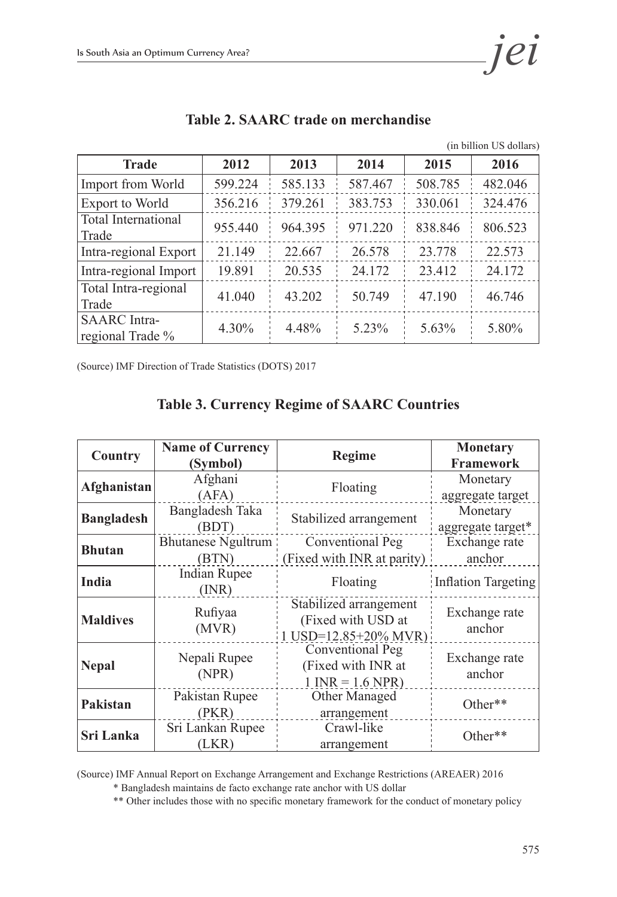**Table 2. SAARC trade on merchandise**

(in billion US dollars)

| Trade | 2012 | 2013 | 2014 | 2015 | 2016 |
|---|---|---|---|---|---|
| Import from World | 599.224 | 585.133 | 587.467 | 508.785 | 482.046 |
| Export to World | 356.216 | 379.261 | 383.753 | 330.061 | 324.476 |
| Total International Trade | 955.440 | 964.395 | 971.220 | 838.846 | 806.523 |
| Intra-regional Export | 21.149 | 22.667 | 26.578 | 23.778 | 22.573 |
| Intra-regional Import | 19.891 | 20.535 | 24.172 | 23.412 | 24.172 |
| Total Intra-regional Trade | 41.040 | 43.202 | 50.749 | 47.190 | 46.746 |
| SAARC Intra-regional Trade % | 4.30% | 4.48% | 5.23% | 5.63% | 5.80% |

(Source) IMF Direction of Trade Statistics (DOTS) 2017

**Table 3. Currency Regime of SAARC Countries**

| Country | Name of Currency (Symbol) | Regime | Monetary Framework |
|---|---|---|---|
| **Afghanistan** | Afghani (AFA) | Floating | Monetary aggregate target |
| **Bangladesh** | Bangladesh Taka (BDT) | Stabilized arrangement | Monetary aggregate target* |
| **Bhutan** | Bhutanese Ngultrum (BTN) | Conventional Peg (Fixed with INR at parity) | Exchange rate anchor |
| **India** | Indian Rupee (INR) | Floating | Inflation Targeting |
| **Maldives** | Rufiyaa (MVR) | Stabilized arrangement (Fixed with USD at 1 USD=12.85+20% MVR) | Exchange rate anchor |
| **Nepal** | Nepali Rupee (NPR) | Conventional Peg (Fixed with INR at 1 INR = 1.6 NPR) | Exchange rate anchor |
| **Pakistan** | Pakistan Rupee (PKR) | Other Managed arrangement | Other** |
| **Sri Lanka** | Sri Lankan Rupee (LKR) | Crawl-like arrangement | Other** |

(Source) IMF Annual Report on Exchange Arrangement and Exchange Restrictions (AREAER) 2016

\* Bangladesh maintains de facto exchange rate anchor with US dollar

\*\* Other includes those with no specific monetary framework for the conduct of monetary policy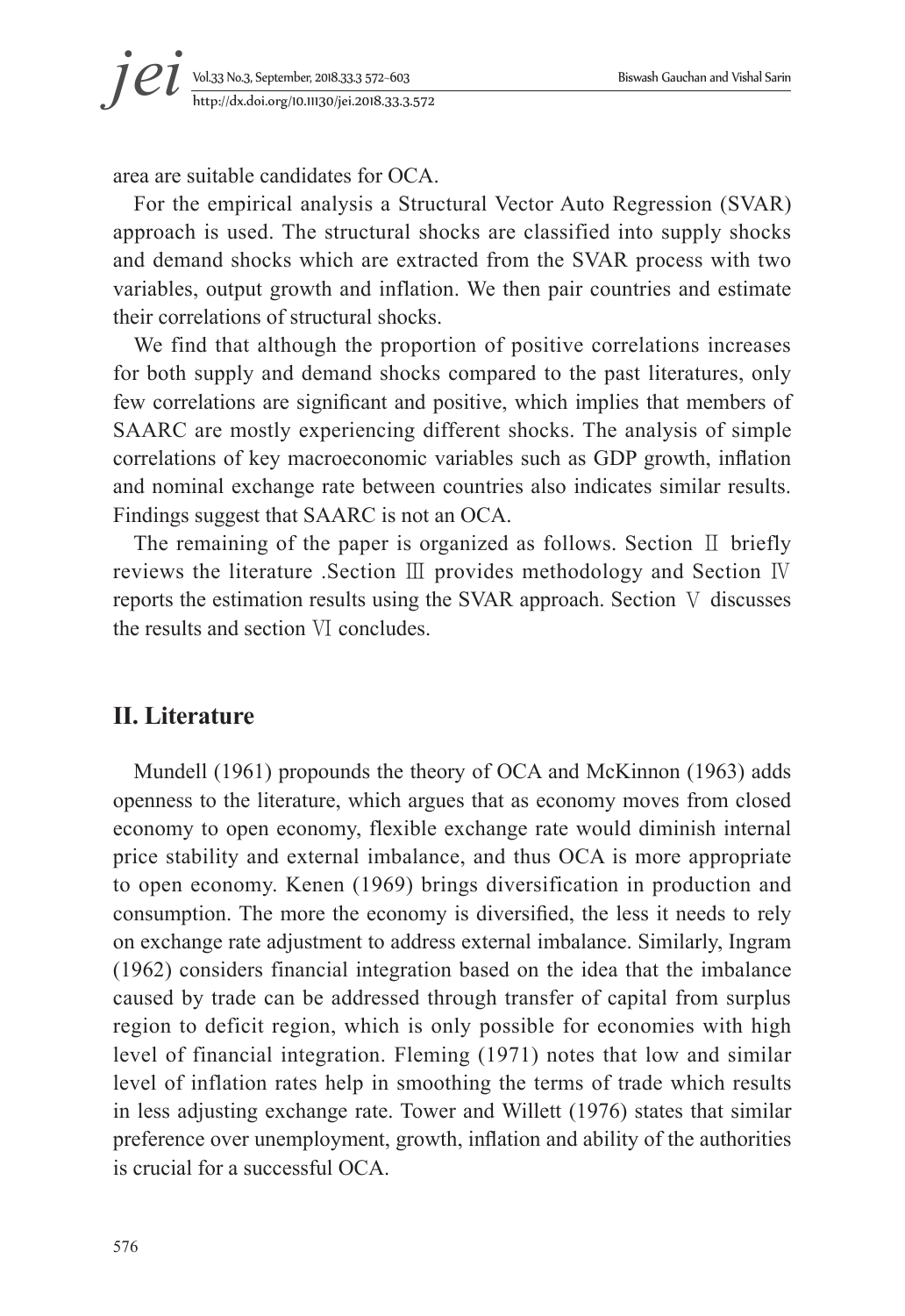area are suitable candidates for OCA.

For the empirical analysis a Structural Vector Auto Regression (SVAR) approach is used. The structural shocks are classified into supply shocks and demand shocks which are extracted from the SVAR process with two variables, output growth and inflation. We then pair countries and estimate their correlations of structural shocks.

We find that although the proportion of positive correlations increases for both supply and demand shocks compared to the past literatures, only few correlations are significant and positive, which implies that members of SAARC are mostly experiencing different shocks. The analysis of simple correlations of key macroeconomic variables such as GDP growth, inflation and nominal exchange rate between countries also indicates similar results. Findings suggest that SAARC is not an OCA.

The remaining of the paper is organized as follows. Section Ⅱ briefly reviews the literature .Section Ⅲ provides methodology and Section Ⅳ reports the estimation results using the SVAR approach. Section Ⅴ discusses the results and section Ⅵ concludes.

## II. Literature

Mundell (1961) propounds the theory of OCA and McKinnon (1963) adds openness to the literature, which argues that as economy moves from closed economy to open economy, flexible exchange rate would diminish internal price stability and external imbalance, and thus OCA is more appropriate to open economy. Kenen (1969) brings diversification in production and consumption. The more the economy is diversified, the less it needs to rely on exchange rate adjustment to address external imbalance. Similarly, Ingram (1962) considers financial integration based on the idea that the imbalance caused by trade can be addressed through transfer of capital from surplus region to deficit region, which is only possible for economies with high level of financial integration. Fleming (1971) notes that low and similar level of inflation rates help in smoothing the terms of trade which results in less adjusting exchange rate. Tower and Willett (1976) states that similar preference over unemployment, growth, inflation and ability of the authorities is crucial for a successful OCA.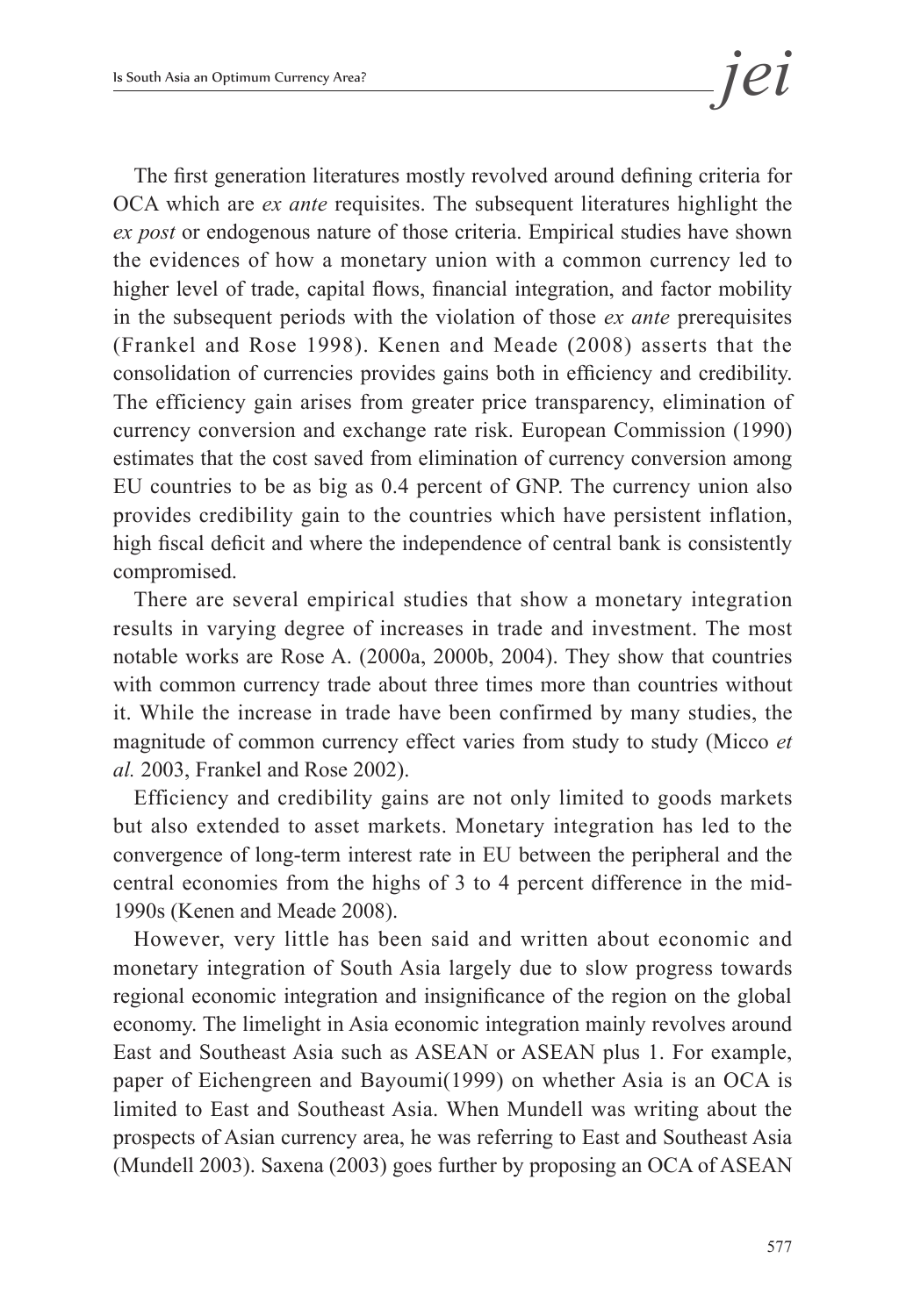The first generation literatures mostly revolved around defining criteria for OCA which are *ex ante* requisites. The subsequent literatures highlight the *ex post* or endogenous nature of those criteria. Empirical studies have shown the evidences of how a monetary union with a common currency led to higher level of trade, capital flows, financial integration, and factor mobility in the subsequent periods with the violation of those *ex ante* prerequisites (Frankel and Rose 1998). Kenen and Meade (2008) asserts that the consolidation of currencies provides gains both in efficiency and credibility. The efficiency gain arises from greater price transparency, elimination of currency conversion and exchange rate risk. European Commission (1990) estimates that the cost saved from elimination of currency conversion among EU countries to be as big as 0.4 percent of GNP. The currency union also provides credibility gain to the countries which have persistent inflation, high fiscal deficit and where the independence of central bank is consistently compromised.

There are several empirical studies that show a monetary integration results in varying degree of increases in trade and investment. The most notable works are Rose A. (2000a, 2000b, 2004). They show that countries with common currency trade about three times more than countries without it. While the increase in trade have been confirmed by many studies, the magnitude of common currency effect varies from study to study (Micco *et al.* 2003, Frankel and Rose 2002).

Efficiency and credibility gains are not only limited to goods markets but also extended to asset markets. Monetary integration has led to the convergence of long-term interest rate in EU between the peripheral and the central economies from the highs of 3 to 4 percent difference in the mid-1990s (Kenen and Meade 2008).

However, very little has been said and written about economic and monetary integration of South Asia largely due to slow progress towards regional economic integration and insignificance of the region on the global economy. The limelight in Asia economic integration mainly revolves around East and Southeast Asia such as ASEAN or ASEAN plus 1. For example, paper of Eichengreen and Bayoumi(1999) on whether Asia is an OCA is limited to East and Southeast Asia. When Mundell was writing about the prospects of Asian currency area, he was referring to East and Southeast Asia (Mundell 2003). Saxena (2003) goes further by proposing an OCA of ASEAN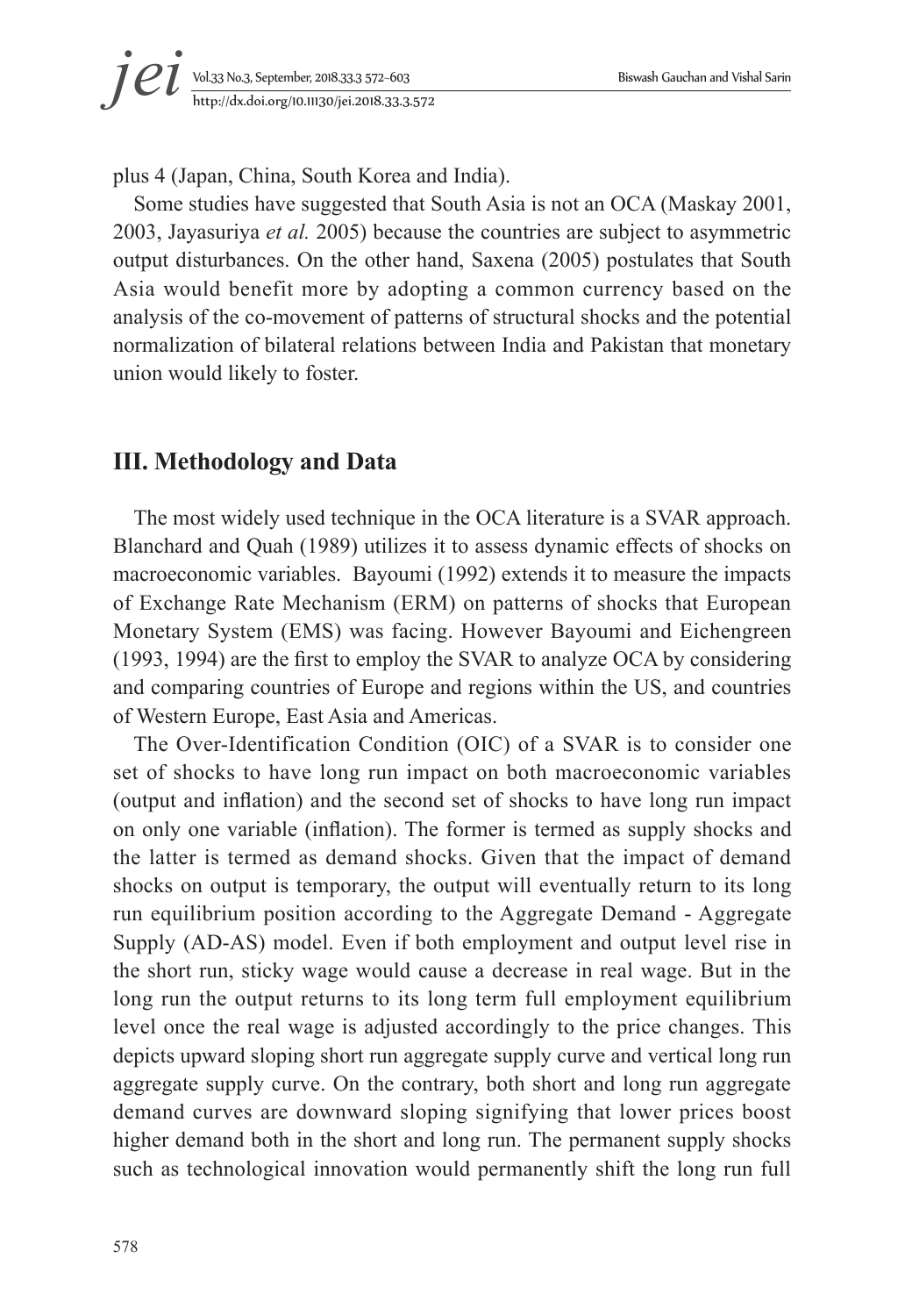plus 4 (Japan, China, South Korea and India).

Some studies have suggested that South Asia is not an OCA (Maskay 2001, 2003, Jayasuriya *et al.* 2005) because the countries are subject to asymmetric output disturbances. On the other hand, Saxena (2005) postulates that South Asia would benefit more by adopting a common currency based on the analysis of the co-movement of patterns of structural shocks and the potential normalization of bilateral relations between India and Pakistan that monetary union would likely to foster.

## III. Methodology and Data

The most widely used technique in the OCA literature is a SVAR approach. Blanchard and Quah (1989) utilizes it to assess dynamic effects of shocks on macroeconomic variables. Bayoumi (1992) extends it to measure the impacts of Exchange Rate Mechanism (ERM) on patterns of shocks that European Monetary System (EMS) was facing. However Bayoumi and Eichengreen (1993, 1994) are the first to employ the SVAR to analyze OCA by considering and comparing countries of Europe and regions within the US, and countries of Western Europe, East Asia and Americas.

The Over-Identification Condition (OIC) of a SVAR is to consider one set of shocks to have long run impact on both macroeconomic variables (output and inflation) and the second set of shocks to have long run impact on only one variable (inflation). The former is termed as supply shocks and the latter is termed as demand shocks. Given that the impact of demand shocks on output is temporary, the output will eventually return to its long run equilibrium position according to the Aggregate Demand - Aggregate Supply (AD-AS) model. Even if both employment and output level rise in the short run, sticky wage would cause a decrease in real wage. But in the long run the output returns to its long term full employment equilibrium level once the real wage is adjusted accordingly to the price changes. This depicts upward sloping short run aggregate supply curve and vertical long run aggregate supply curve. On the contrary, both short and long run aggregate demand curves are downward sloping signifying that lower prices boost higher demand both in the short and long run. The permanent supply shocks such as technological innovation would permanently shift the long run full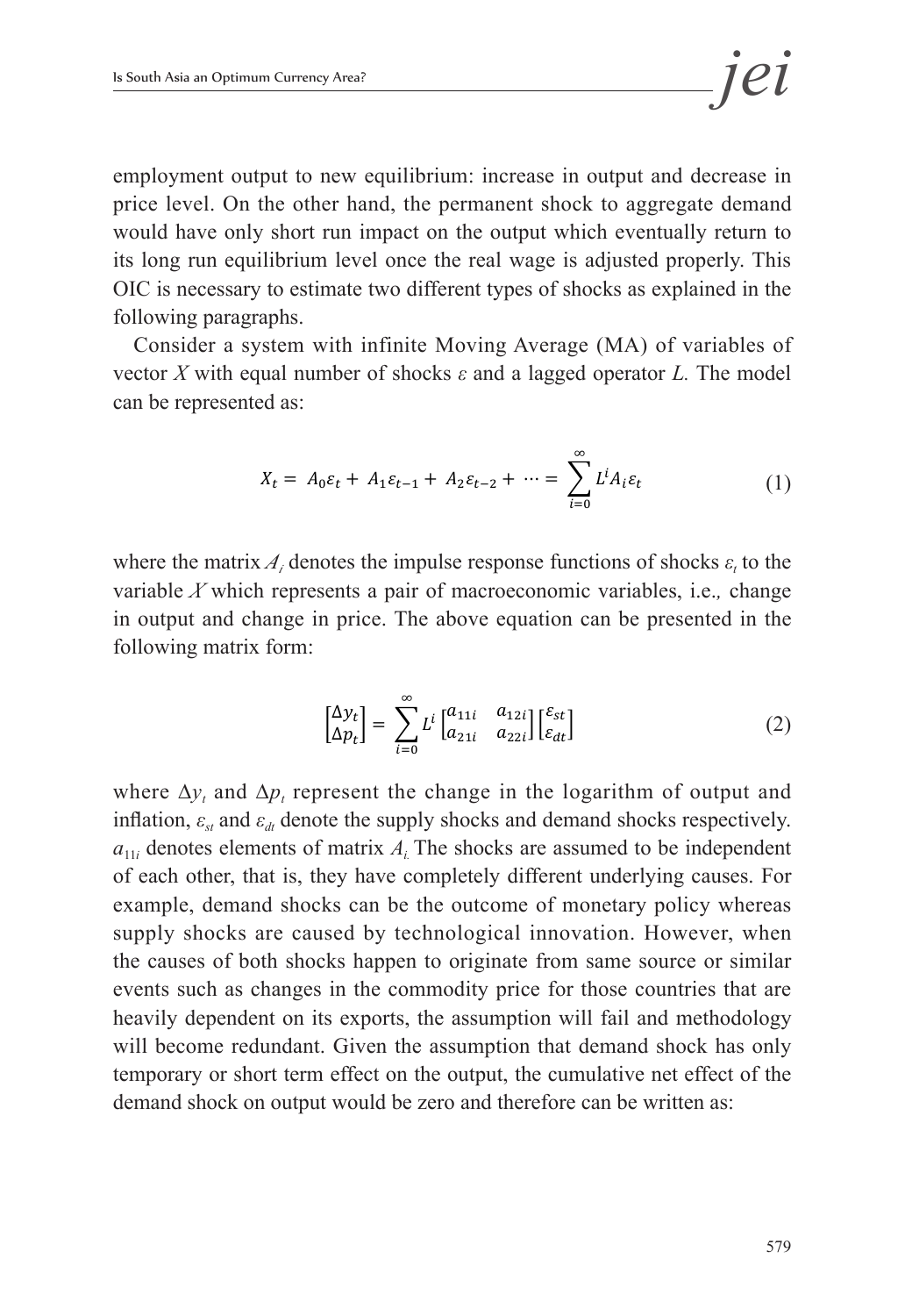employment output to new equilibrium: increase in output and decrease in price level. On the other hand, the permanent shock to aggregate demand would have only short run impact on the output which eventually return to its long run equilibrium level once the real wage is adjusted properly. This OIC is necessary to estimate two different types of shocks as explained in the following paragraphs.

Consider a system with infinite Moving Average (MA) of variables of vector *X* with equal number of shocks *ε* and a lagged operator *L.* The model can be represented as:

$$X_t = A_0\varepsilon_t + A_1\varepsilon_{t-1} + A_2\varepsilon_{t-2} + \cdots = \sum_{i=0}^{\infty} L^i A_i \varepsilon_t \tag{1}$$

where the matrix $A_i$ denotes the impulse response functions of shocks $\varepsilon_t$ to the variable $X$ which represents a pair of macroeconomic variables, i.e.*,* change in output and change in price. The above equation can be presented in the following matrix form:

$$\begin{bmatrix} \Delta y_t \\ \Delta p_t \end{bmatrix} = \sum_{i=0}^{\infty} L^i \begin{bmatrix} a_{11i} & a_{12i} \\ a_{21i} & a_{22i} \end{bmatrix} \begin{bmatrix} \varepsilon_{st} \\ \varepsilon_{dt} \end{bmatrix} \tag{2}$$

where $\Delta y_t$ and $\Delta p_t$ represent the change in the logarithm of output and inflation, $\varepsilon_{st}$ and $\varepsilon_{dt}$ denote the supply shocks and demand shocks respectively. $a_{11i}$ denotes elements of matrix $A_i$. The shocks are assumed to be independent of each other, that is, they have completely different underlying causes. For example, demand shocks can be the outcome of monetary policy whereas supply shocks are caused by technological innovation. However, when the causes of both shocks happen to originate from same source or similar events such as changes in the commodity price for those countries that are heavily dependent on its exports, the assumption will fail and methodology will become redundant. Given the assumption that demand shock has only temporary or short term effect on the output, the cumulative net effect of the demand shock on output would be zero and therefore can be written as: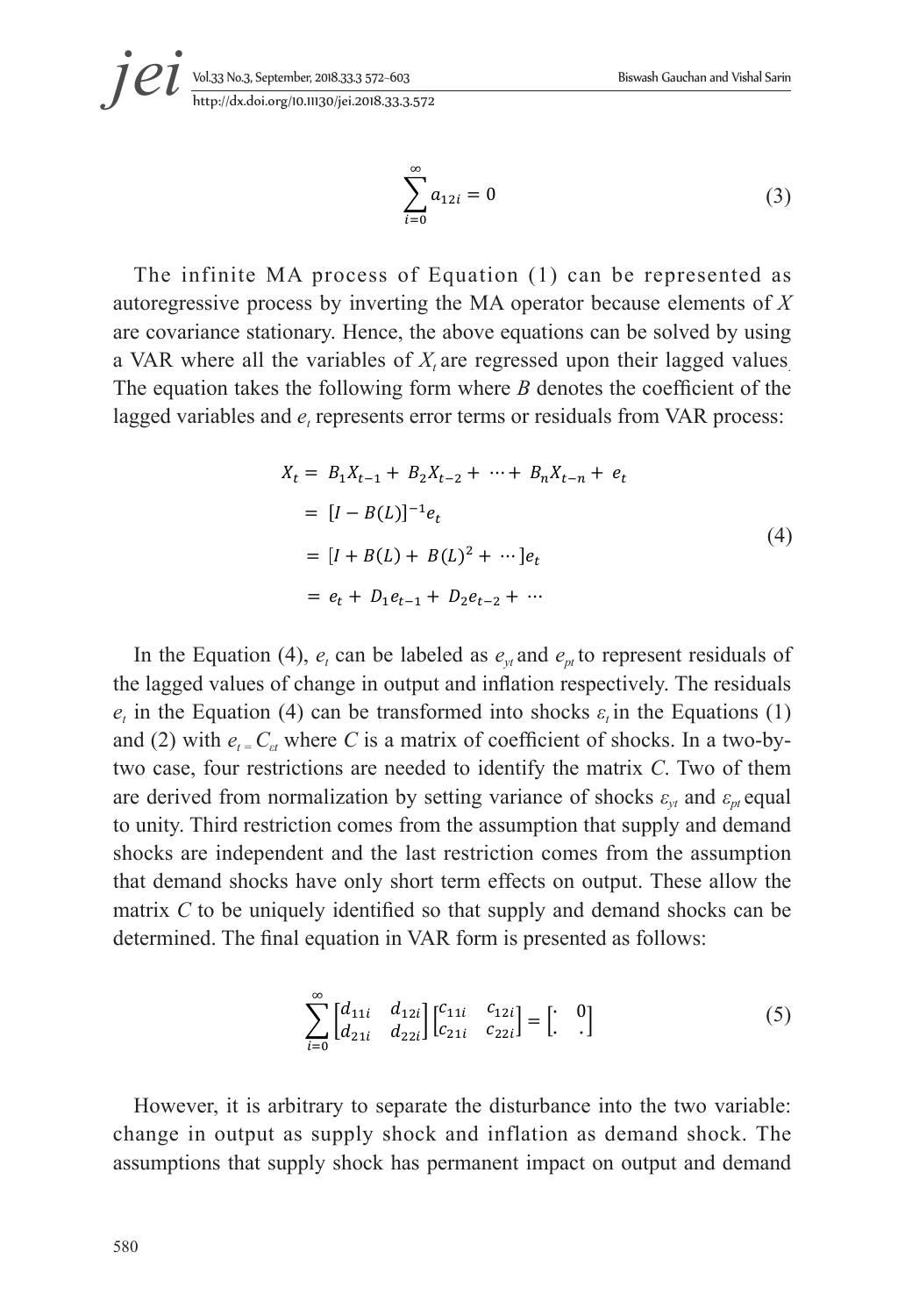$$\sum_{i=0}^{\infty} a_{12i} = 0 \tag{3}$$

The infinite MA process of Equation (1) can be represented as autoregressive process by inverting the MA operator because elements of $X$ are covariance stationary. Hence, the above equations can be solved by using a VAR where all the variables of $X_t$ are regressed upon their lagged values. The equation takes the following form where $B$ denotes the coefficient of the lagged variables and $e_t$ represents error terms or residuals from VAR process:

$$\begin{aligned} X_t &= B_1 X_{t-1} + B_2 X_{t-2} + \cdots + B_n X_{t-n} + e_t \\ &= [I - B(L)]^{-1} e_t \\ &= [I + B(L) + B(L)^2 + \cdots ] e_t \\ &= e_t + D_1 e_{t-1} + D_2 e_{t-2} + \cdots \end{aligned} \tag{4}$$

In the Equation (4), $e_t$ can be labeled as $e_{yt}$ and $e_{pt}$ to represent residuals of the lagged values of change in output and inflation respectively. The residuals $e_t$ in the Equation (4) can be transformed into shocks $\varepsilon_t$ in the Equations (1) and (2) with $e_t = C_{\varepsilon t}$ where $C$ is a matrix of coefficient of shocks. In a two-by-two case, four restrictions are needed to identify the matrix $C$. Two of them are derived from normalization by setting variance of shocks $\varepsilon_{yt}$ and $\varepsilon_{pt}$ equal to unity. Third restriction comes from the assumption that supply and demand shocks are independent and the last restriction comes from the assumption that demand shocks have only short term effects on output. These allow the matrix $C$ to be uniquely identified so that supply and demand shocks can be determined. The final equation in VAR form is presented as follows:

$$\sum_{i=0}^{\infty} \begin{bmatrix} d_{11i} & d_{12i} \\ d_{21i} & d_{22i} \end{bmatrix} \begin{bmatrix} c_{11i} & c_{12i} \\ c_{21i} & c_{22i} \end{bmatrix} = \begin{bmatrix} \cdot & 0 \\ \cdot & \cdot \end{bmatrix} \tag{5}$$

However, it is arbitrary to separate the disturbance into the two variable: change in output as supply shock and inflation as demand shock. The assumptions that supply shock has permanent impact on output and demand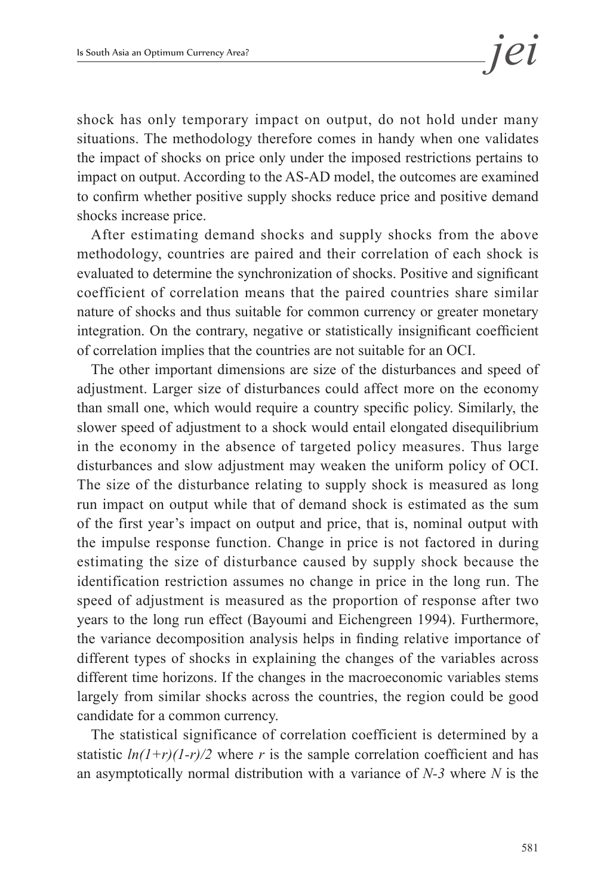shock has only temporary impact on output, do not hold under many situations. The methodology therefore comes in handy when one validates the impact of shocks on price only under the imposed restrictions pertains to impact on output. According to the AS-AD model, the outcomes are examined to confirm whether positive supply shocks reduce price and positive demand shocks increase price.

After estimating demand shocks and supply shocks from the above methodology, countries are paired and their correlation of each shock is evaluated to determine the synchronization of shocks. Positive and significant coefficient of correlation means that the paired countries share similar nature of shocks and thus suitable for common currency or greater monetary integration. On the contrary, negative or statistically insignificant coefficient of correlation implies that the countries are not suitable for an OCI.

The other important dimensions are size of the disturbances and speed of adjustment. Larger size of disturbances could affect more on the economy than small one, which would require a country specific policy. Similarly, the slower speed of adjustment to a shock would entail elongated disequilibrium in the economy in the absence of targeted policy measures. Thus large disturbances and slow adjustment may weaken the uniform policy of OCI. The size of the disturbance relating to supply shock is measured as long run impact on output while that of demand shock is estimated as the sum of the first year's impact on output and price, that is, nominal output with the impulse response function. Change in price is not factored in during estimating the size of disturbance caused by supply shock because the identification restriction assumes no change in price in the long run. The speed of adjustment is measured as the proportion of response after two years to the long run effect (Bayoumi and Eichengreen 1994). Furthermore, the variance decomposition analysis helps in finding relative importance of different types of shocks in explaining the changes of the variables across different time horizons. If the changes in the macroeconomic variables stems largely from similar shocks across the countries, the region could be good candidate for a common currency.

The statistical significance of correlation coefficient is determined by a statistic $ln(1+r)(1-r)/2$ where $r$ is the sample correlation coefficient and has an asymptotically normal distribution with a variance of $N$-$3$ where $N$ is the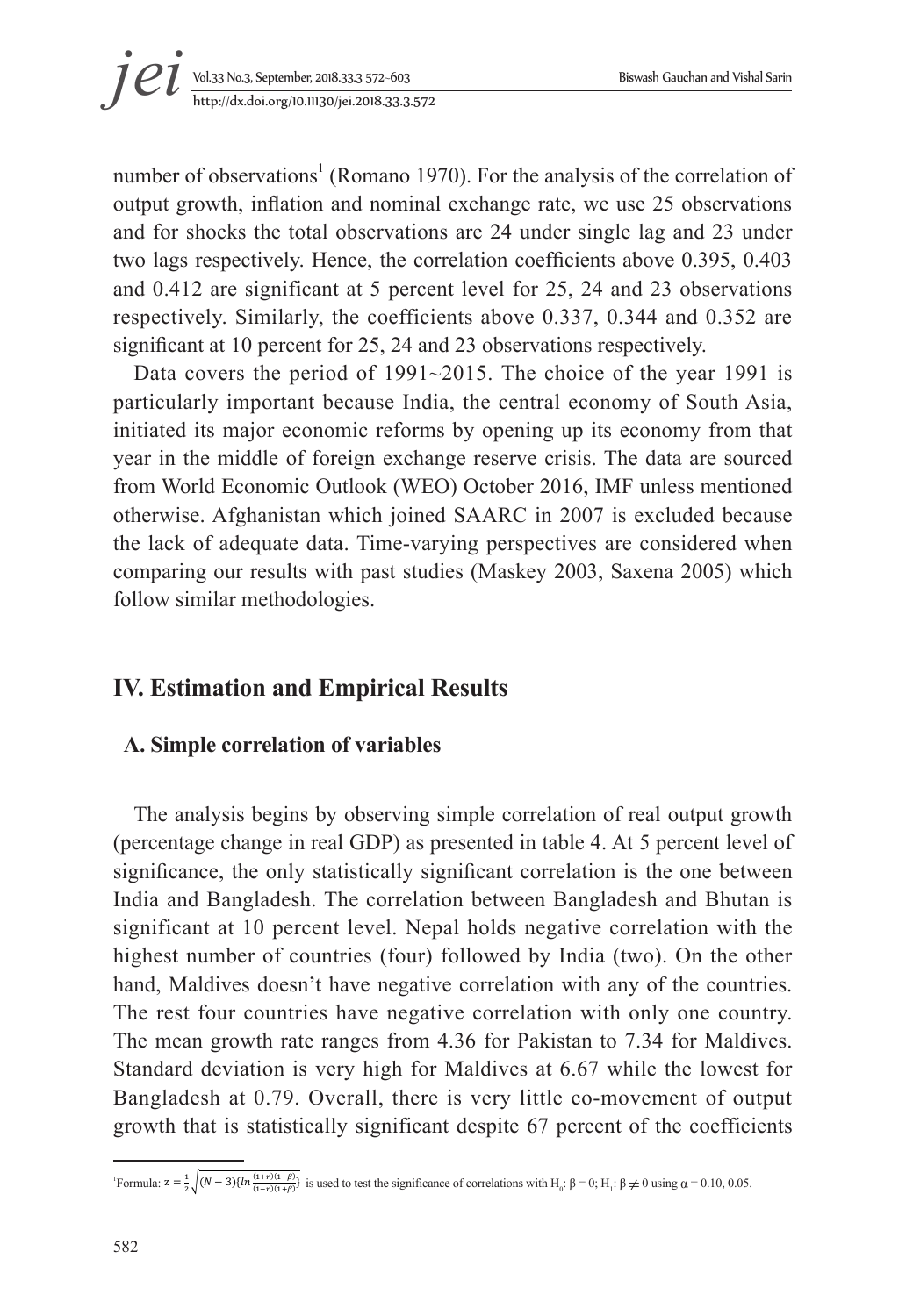number of observations[1] (Romano 1970). For the analysis of the correlation of output growth, inflation and nominal exchange rate, we use 25 observations and for shocks the total observations are 24 under single lag and 23 under two lags respectively. Hence, the correlation coefficients above 0.395, 0.403 and 0.412 are significant at 5 percent level for 25, 24 and 23 observations respectively. Similarly, the coefficients above 0.337, 0.344 and 0.352 are significant at 10 percent for 25, 24 and 23 observations respectively.

Data covers the period of 1991~2015. The choice of the year 1991 is particularly important because India, the central economy of South Asia, initiated its major economic reforms by opening up its economy from that year in the middle of foreign exchange reserve crisis. The data are sourced from World Economic Outlook (WEO) October 2016, IMF unless mentioned otherwise. Afghanistan which joined SAARC in 2007 is excluded because the lack of adequate data. Time-varying perspectives are considered when comparing our results with past studies (Maskey 2003, Saxena 2005) which follow similar methodologies.

## IV. Estimation and Empirical Results

### A. Simple correlation of variables

The analysis begins by observing simple correlation of real output growth (percentage change in real GDP) as presented in table 4. At 5 percent level of significance, the only statistically significant correlation is the one between India and Bangladesh. The correlation between Bangladesh and Bhutan is significant at 10 percent level. Nepal holds negative correlation with the highest number of countries (four) followed by India (two). On the other hand, Maldives doesn't have negative correlation with any of the countries. The rest four countries have negative correlation with only one country. The mean growth rate ranges from 4.36 for Pakistan to 7.34 for Maldives. Standard deviation is very high for Maldives at 6.67 while the lowest for Bangladesh at 0.79. Overall, there is very little co-movement of output growth that is statistically significant despite 67 percent of the coefficients

---

[1] Formula: $z = \frac{1}{2}\sqrt{(N-3)}\{ln\frac{(1+r)(1-\beta)}{(1-r)(1+\beta)}\}$ is used to test the significance of correlations with $H_0$: $\beta = 0$; $H_1$: $\beta \neq 0$ using $\alpha = 0.10, 0.05$.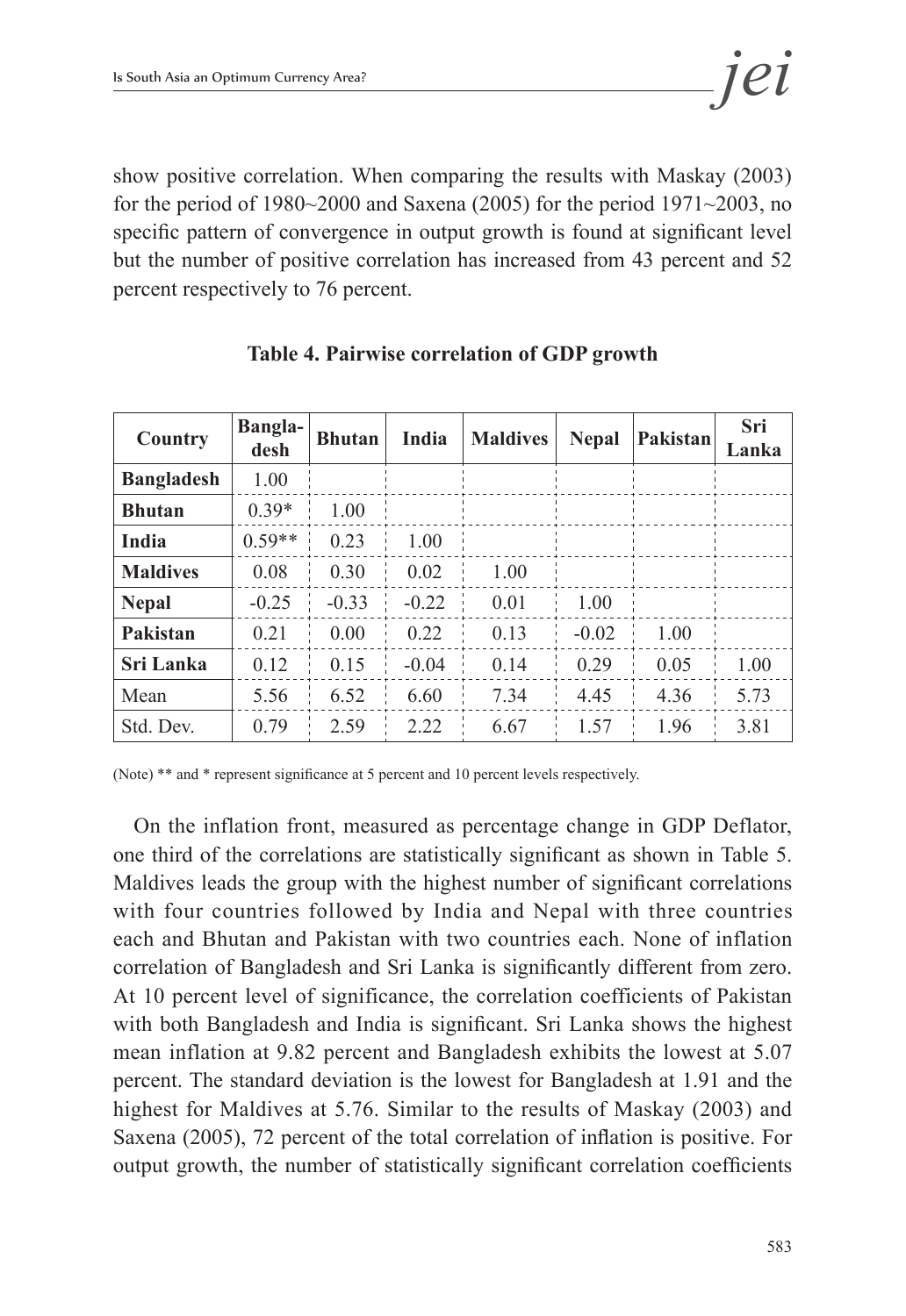show positive correlation. When comparing the results with Maskay (2003) for the period of 1980~2000 and Saxena (2005) for the period 1971~2003, no specific pattern of convergence in output growth is found at significant level but the number of positive correlation has increased from 43 percent and 52 percent respectively to 76 percent.

**Table 4. Pairwise correlation of GDP growth**

| Country | Bangla-desh | Bhutan | India | Maldives | Nepal | Pakistan | Sri Lanka |
|---|---|---|---|---|---|---|---|
| **Bangladesh** | 1.00 | | | | | | |
| **Bhutan** | 0.39* | 1.00 | | | | | |
| **India** | 0.59** | 0.23 | 1.00 | | | | |
| **Maldives** | 0.08 | 0.30 | 0.02 | 1.00 | | | |
| **Nepal** | -0.25 | -0.33 | -0.22 | 0.01 | 1.00 | | |
| **Pakistan** | 0.21 | 0.00 | 0.22 | 0.13 | -0.02 | 1.00 | |
| **Sri Lanka** | 0.12 | 0.15 | -0.04 | 0.14 | 0.29 | 0.05 | 1.00 |
| Mean | 5.56 | 6.52 | 6.60 | 7.34 | 4.45 | 4.36 | 5.73 |
| Std. Dev. | 0.79 | 2.59 | 2.22 | 6.67 | 1.57 | 1.96 | 3.81 |

(Note) ** and * represent significance at 5 percent and 10 percent levels respectively.

On the inflation front, measured as percentage change in GDP Deflator, one third of the correlations are statistically significant as shown in Table 5. Maldives leads the group with the highest number of significant correlations with four countries followed by India and Nepal with three countries each and Bhutan and Pakistan with two countries each. None of inflation correlation of Bangladesh and Sri Lanka is significantly different from zero. At 10 percent level of significance, the correlation coefficients of Pakistan with both Bangladesh and India is significant. Sri Lanka shows the highest mean inflation at 9.82 percent and Bangladesh exhibits the lowest at 5.07 percent. The standard deviation is the lowest for Bangladesh at 1.91 and the highest for Maldives at 5.76. Similar to the results of Maskay (2003) and Saxena (2005), 72 percent of the total correlation of inflation is positive. For output growth, the number of statistically significant correlation coefficients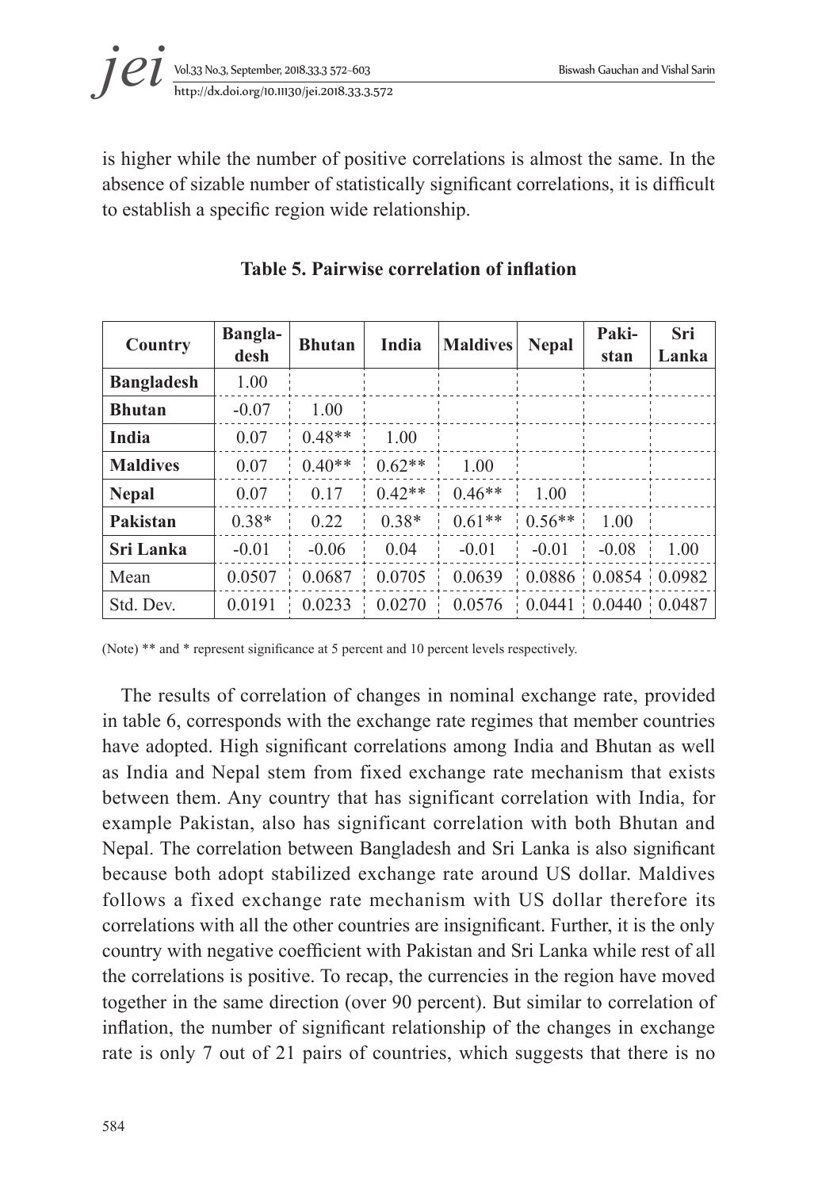is higher while the number of positive correlations is almost the same. In the absence of sizable number of statistically significant correlations, it is difficult to establish a specific region wide relationship.

**Table 5. Pairwise correlation of inflation**

| Country | Bangla-desh | Bhutan | India | Maldives | Nepal | Paki-stan | Sri Lanka |
|---|---|---|---|---|---|---|---|
| **Bangladesh** | 1.00 | | | | | | |
| **Bhutan** | -0.07 | 1.00 | | | | | |
| **India** | 0.07 | 0.48** | 1.00 | | | | |
| **Maldives** | 0.07 | 0.40** | 0.62** | 1.00 | | | |
| **Nepal** | 0.07 | 0.17 | 0.42** | 0.46** | 1.00 | | |
| **Pakistan** | 0.38* | 0.22 | 0.38* | 0.61** | 0.56** | 1.00 | |
| **Sri Lanka** | -0.01 | -0.06 | 0.04 | -0.01 | -0.01 | -0.08 | 1.00 |
| Mean | 0.0507 | 0.0687 | 0.0705 | 0.0639 | 0.0886 | 0.0854 | 0.0982 |
| Std. Dev. | 0.0191 | 0.0233 | 0.0270 | 0.0576 | 0.0441 | 0.0440 | 0.0487 |

(Note) ** and * represent significance at 5 percent and 10 percent levels respectively.

The results of correlation of changes in nominal exchange rate, provided in table 6, corresponds with the exchange rate regimes that member countries have adopted. High significant correlations among India and Bhutan as well as India and Nepal stem from fixed exchange rate mechanism that exists between them. Any country that has significant correlation with India, for example Pakistan, also has significant correlation with both Bhutan and Nepal. The correlation between Bangladesh and Sri Lanka is also significant because both adopt stabilized exchange rate around US dollar. Maldives follows a fixed exchange rate mechanism with US dollar therefore its correlations with all the other countries are insignificant. Further, it is the only country with negative coefficient with Pakistan and Sri Lanka while rest of all the correlations is positive. To recap, the currencies in the region have moved together in the same direction (over 90 percent). But similar to correlation of inflation, the number of significant relationship of the changes in exchange rate is only 7 out of 21 pairs of countries, which suggests that there is no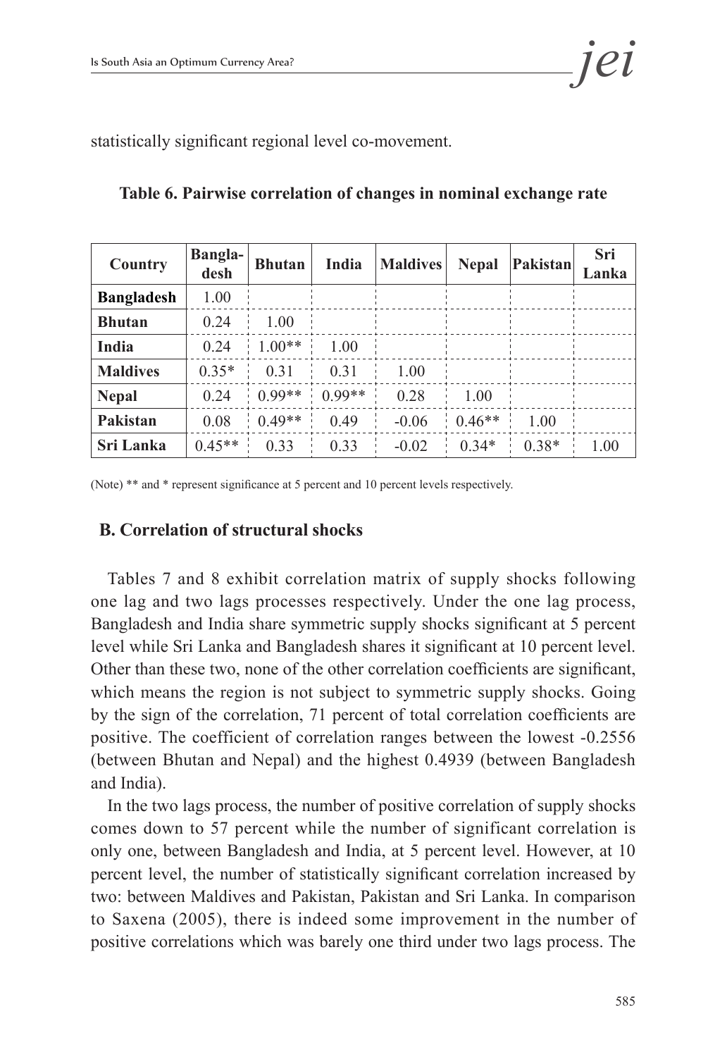statistically significant regional level co-movement.

**Table 6. Pairwise correlation of changes in nominal exchange rate**

| Country | Bangla-desh | Bhutan | India | Maldives | Nepal | Pakistan | Sri Lanka |
|---|---|---|---|---|---|---|---|
| **Bangladesh** | 1.00 | | | | | | |
| **Bhutan** | 0.24 | 1.00 | | | | | |
| **India** | 0.24 | 1.00** | 1.00 | | | | |
| **Maldives** | 0.35* | 0.31 | 0.31 | 1.00 | | | |
| **Nepal** | 0.24 | 0.99** | 0.99** | 0.28 | 1.00 | | |
| **Pakistan** | 0.08 | 0.49** | 0.49 | -0.06 | 0.46** | 1.00 | |
| **Sri Lanka** | 0.45** | 0.33 | 0.33 | -0.02 | 0.34* | 0.38* | 1.00 |

(Note) ** and * represent significance at 5 percent and 10 percent levels respectively.

### B. Correlation of structural shocks

Tables 7 and 8 exhibit correlation matrix of supply shocks following one lag and two lags processes respectively. Under the one lag process, Bangladesh and India share symmetric supply shocks significant at 5 percent level while Sri Lanka and Bangladesh shares it significant at 10 percent level. Other than these two, none of the other correlation coefficients are significant, which means the region is not subject to symmetric supply shocks. Going by the sign of the correlation, 71 percent of total correlation coefficients are positive. The coefficient of correlation ranges between the lowest -0.2556 (between Bhutan and Nepal) and the highest 0.4939 (between Bangladesh and India).

In the two lags process, the number of positive correlation of supply shocks comes down to 57 percent while the number of significant correlation is only one, between Bangladesh and India, at 5 percent level. However, at 10 percent level, the number of statistically significant correlation increased by two: between Maldives and Pakistan, Pakistan and Sri Lanka. In comparison to Saxena (2005), there is indeed some improvement in the number of positive correlations which was barely one third under two lags process. The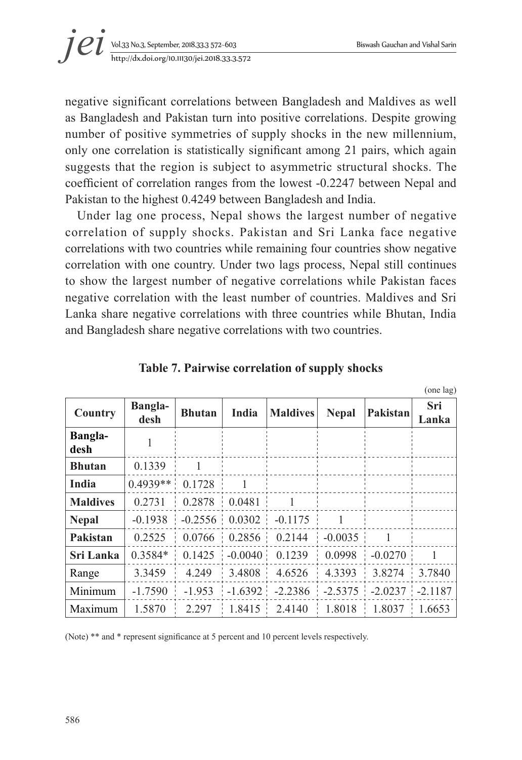negative significant correlations between Bangladesh and Maldives as well as Bangladesh and Pakistan turn into positive correlations. Despite growing number of positive symmetries of supply shocks in the new millennium, only one correlation is statistically significant among 21 pairs, which again suggests that the region is subject to asymmetric structural shocks. The coefficient of correlation ranges from the lowest -0.2247 between Nepal and Pakistan to the highest 0.4249 between Bangladesh and India.

Under lag one process, Nepal shows the largest number of negative correlation of supply shocks. Pakistan and Sri Lanka face negative correlations with two countries while remaining four countries show negative correlation with one country. Under two lags process, Nepal still continues to show the largest number of negative correlations while Pakistan faces negative correlation with the least number of countries. Maldives and Sri Lanka share negative correlations with three countries while Bhutan, India and Bangladesh share negative correlations with two countries.

**Table 7. Pairwise correlation of supply shocks**

(one lag)

| Country | Bangla-desh | Bhutan | India | Maldives | Nepal | Pakistan | Sri Lanka |
|---|---|---|---|---|---|---|---|
| **Bangla-desh** | 1 | | | | | | |
| **Bhutan** | 0.1339 | 1 | | | | | |
| **India** | 0.4939** | 0.1728 | 1 | | | | |
| **Maldives** | 0.2731 | 0.2878 | 0.0481 | 1 | | | |
| **Nepal** | -0.1938 | -0.2556 | 0.0302 | -0.1175 | 1 | | |
| **Pakistan** | 0.2525 | 0.0766 | 0.2856 | 0.2144 | -0.0035 | 1 | |
| **Sri Lanka** | 0.3584* | 0.1425 | -0.0040 | 0.1239 | 0.0998 | -0.0270 | 1 |
| Range | 3.3459 | 4.249 | 3.4808 | 4.6526 | 4.3393 | 3.8274 | 3.7840 |
| Minimum | -1.7590 | -1.953 | -1.6392 | -2.2386 | -2.5375 | -2.0237 | -2.1187 |
| Maximum | 1.5870 | 2.297 | 1.8415 | 2.4140 | 1.8018 | 1.8037 | 1.6653 |

(Note) ** and * represent significance at 5 percent and 10 percent levels respectively.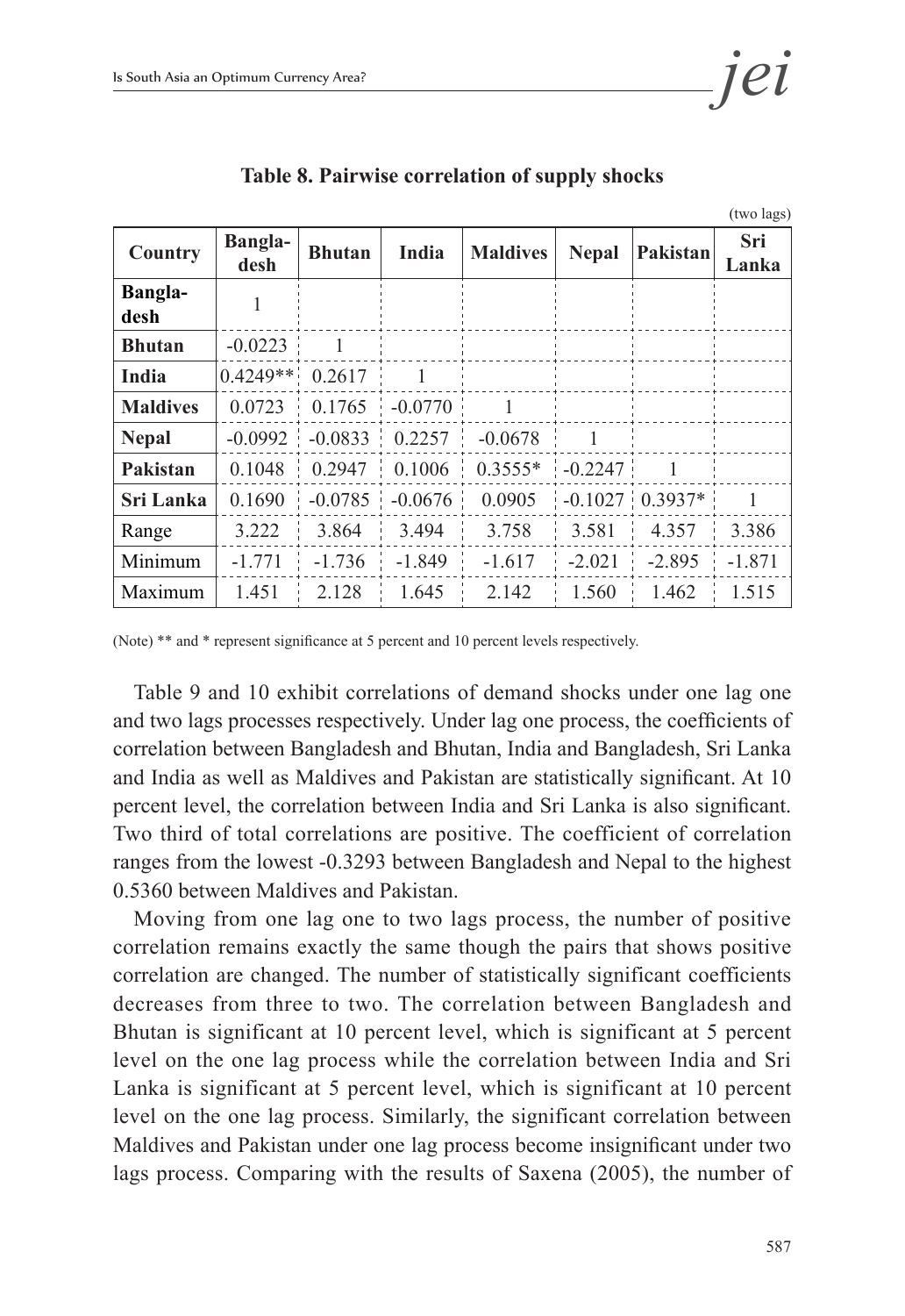**Table 8. Pairwise correlation of supply shocks**

(two lags)

| Country | Bangla-desh | Bhutan | India | Maldives | Nepal | Pakistan | Sri Lanka |
|---|---|---|---|---|---|---|---|
| **Bangla-desh** | 1 | | | | | | |
| **Bhutan** | -0.0223 | 1 | | | | | |
| **India** | 0.4249** | 0.2617 | 1 | | | | |
| **Maldives** | 0.0723 | 0.1765 | -0.0770 | 1 | | | |
| **Nepal** | -0.0992 | -0.0833 | 0.2257 | -0.0678 | 1 | | |
| **Pakistan** | 0.1048 | 0.2947 | 0.1006 | 0.3555* | -0.2247 | 1 | |
| **Sri Lanka** | 0.1690 | -0.0785 | -0.0676 | 0.0905 | -0.1027 | 0.3937* | 1 |
| Range | 3.222 | 3.864 | 3.494 | 3.758 | 3.581 | 4.357 | 3.386 |
| Minimum | -1.771 | -1.736 | -1.849 | -1.617 | -2.021 | -2.895 | -1.871 |
| Maximum | 1.451 | 2.128 | 1.645 | 2.142 | 1.560 | 1.462 | 1.515 |

(Note) ** and * represent significance at 5 percent and 10 percent levels respectively.

Table 9 and 10 exhibit correlations of demand shocks under one lag one and two lags processes respectively. Under lag one process, the coefficients of correlation between Bangladesh and Bhutan, India and Bangladesh, Sri Lanka and India as well as Maldives and Pakistan are statistically significant. At 10 percent level, the correlation between India and Sri Lanka is also significant. Two third of total correlations are positive. The coefficient of correlation ranges from the lowest -0.3293 between Bangladesh and Nepal to the highest 0.5360 between Maldives and Pakistan.

Moving from one lag one to two lags process, the number of positive correlation remains exactly the same though the pairs that shows positive correlation are changed. The number of statistically significant coefficients decreases from three to two. The correlation between Bangladesh and Bhutan is significant at 10 percent level, which is significant at 5 percent level on the one lag process while the correlation between India and Sri Lanka is significant at 5 percent level, which is significant at 10 percent level on the one lag process. Similarly, the significant correlation between Maldives and Pakistan under one lag process become insignificant under two lags process. Comparing with the results of Saxena (2005), the number of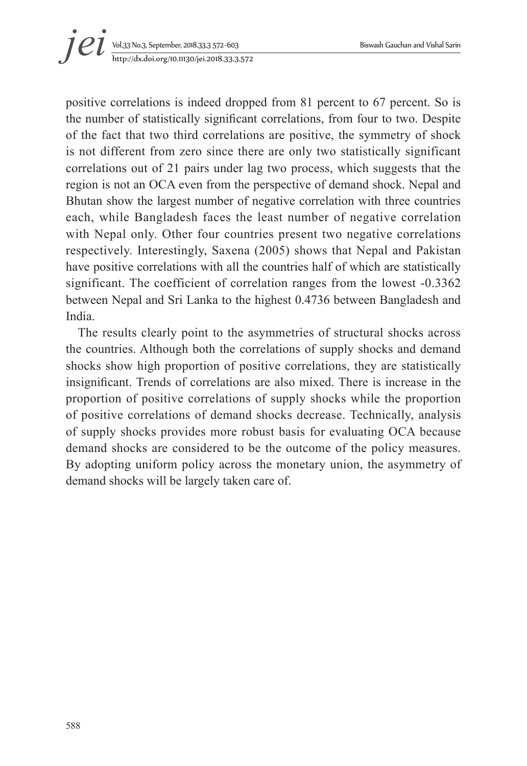positive correlations is indeed dropped from 81 percent to 67 percent. So is the number of statistically significant correlations, from four to two. Despite of the fact that two third correlations are positive, the symmetry of shock is not different from zero since there are only two statistically significant correlations out of 21 pairs under lag two process, which suggests that the region is not an OCA even from the perspective of demand shock. Nepal and Bhutan show the largest number of negative correlation with three countries each, while Bangladesh faces the least number of negative correlation with Nepal only. Other four countries present two negative correlations respectively. Interestingly, Saxena (2005) shows that Nepal and Pakistan have positive correlations with all the countries half of which are statistically significant. The coefficient of correlation ranges from the lowest -0.3362 between Nepal and Sri Lanka to the highest 0.4736 between Bangladesh and India.

The results clearly point to the asymmetries of structural shocks across the countries. Although both the correlations of supply shocks and demand shocks show high proportion of positive correlations, they are statistically insignificant. Trends of correlations are also mixed. There is increase in the proportion of positive correlations of supply shocks while the proportion of positive correlations of demand shocks decrease. Technically, analysis of supply shocks provides more robust basis for evaluating OCA because demand shocks are considered to be the outcome of the policy measures. By adopting uniform policy across the monetary union, the asymmetry of demand shocks will be largely taken care of.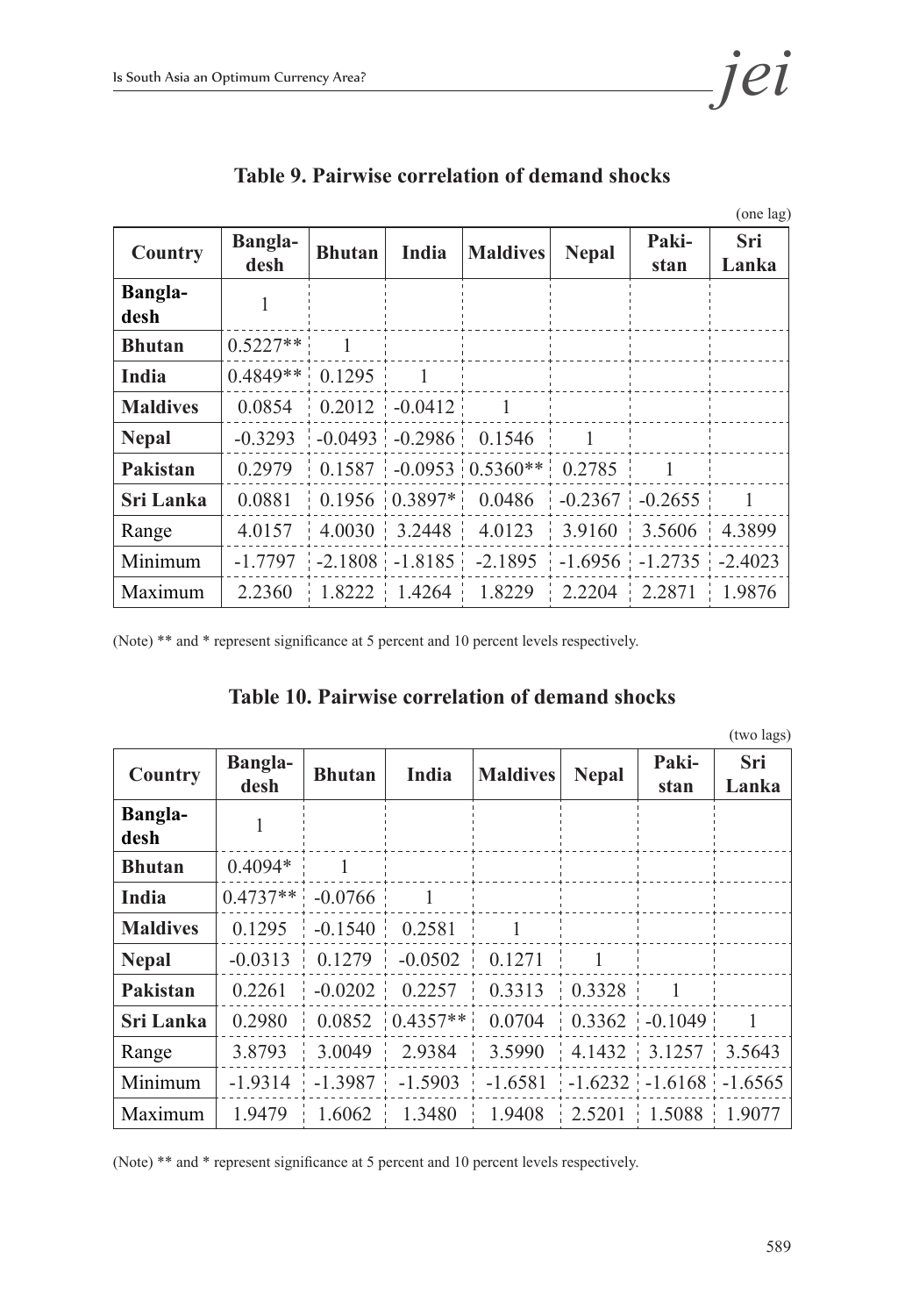**Table 9. Pairwise correlation of demand shocks**

(one lag)

| Country | Bangla-desh | Bhutan | India | Maldives | Nepal | Paki-stan | Sri Lanka |
|---|---|---|---|---|---|---|---|
| **Bangla-desh** | 1 | | | | | | |
| **Bhutan** | 0.5227** | 1 | | | | | |
| **India** | 0.4849** | 0.1295 | 1 | | | | |
| **Maldives** | 0.0854 | 0.2012 | -0.0412 | 1 | | | |
| **Nepal** | -0.3293 | -0.0493 | -0.2986 | 0.1546 | 1 | | |
| **Pakistan** | 0.2979 | 0.1587 | -0.0953 | 0.5360** | 0.2785 | 1 | |
| **Sri Lanka** | 0.0881 | 0.1956 | 0.3897* | 0.0486 | -0.2367 | -0.2655 | 1 |
| Range | 4.0157 | 4.0030 | 3.2448 | 4.0123 | 3.9160 | 3.5606 | 4.3899 |
| Minimum | -1.7797 | -2.1808 | -1.8185 | -2.1895 | -1.6956 | -1.2735 | -2.4023 |
| Maximum | 2.2360 | 1.8222 | 1.4264 | 1.8229 | 2.2204 | 2.2871 | 1.9876 |

(Note) ** and * represent significance at 5 percent and 10 percent levels respectively.

**Table 10. Pairwise correlation of demand shocks**

(two lags)

| Country | Bangla-desh | Bhutan | India | Maldives | Nepal | Paki-stan | Sri Lanka |
|---|---|---|---|---|---|---|---|
| **Bangla-desh** | 1 | | | | | | |
| **Bhutan** | 0.4094* | 1 | | | | | |
| **India** | 0.4737** | -0.0766 | 1 | | | | |
| **Maldives** | 0.1295 | -0.1540 | 0.2581 | 1 | | | |
| **Nepal** | -0.0313 | 0.1279 | -0.0502 | 0.1271 | 1 | | |
| **Pakistan** | 0.2261 | -0.0202 | 0.2257 | 0.3313 | 0.3328 | 1 | |
| **Sri Lanka** | 0.2980 | 0.0852 | 0.4357** | 0.0704 | 0.3362 | -0.1049 | 1 |
| Range | 3.8793 | 3.0049 | 2.9384 | 3.5990 | 4.1432 | 3.1257 | 3.5643 |
| Minimum | -1.9314 | -1.3987 | -1.5903 | -1.6581 | -1.6232 | -1.6168 | -1.6565 |
| Maximum | 1.9479 | 1.6062 | 1.3480 | 1.9408 | 2.5201 | 1.5088 | 1.9077 |

(Note) ** and * represent significance at 5 percent and 10 percent levels respectively.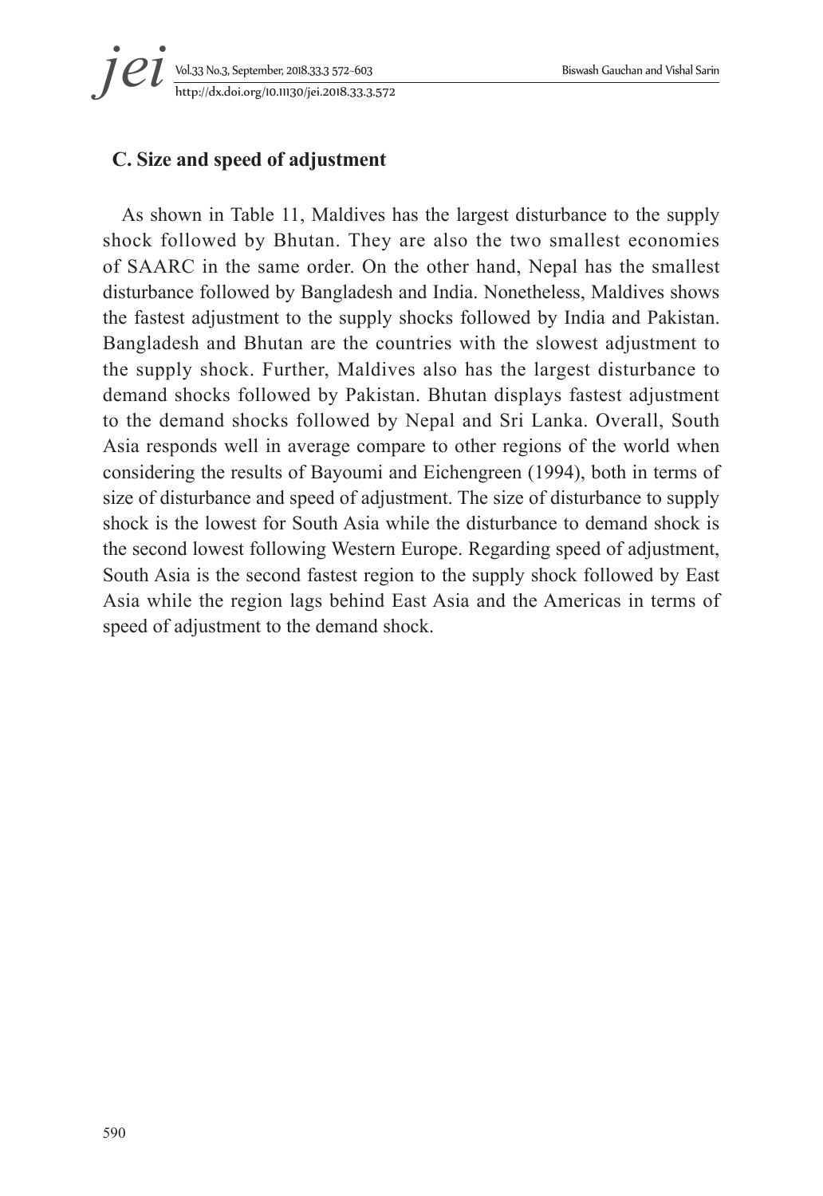### C. Size and speed of adjustment

As shown in Table 11, Maldives has the largest disturbance to the supply shock followed by Bhutan. They are also the two smallest economies of SAARC in the same order. On the other hand, Nepal has the smallest disturbance followed by Bangladesh and India. Nonetheless, Maldives shows the fastest adjustment to the supply shocks followed by India and Pakistan. Bangladesh and Bhutan are the countries with the slowest adjustment to the supply shock. Further, Maldives also has the largest disturbance to demand shocks followed by Pakistan. Bhutan displays fastest adjustment to the demand shocks followed by Nepal and Sri Lanka. Overall, South Asia responds well in average compare to other regions of the world when considering the results of Bayoumi and Eichengreen (1994), both in terms of size of disturbance and speed of adjustment. The size of disturbance to supply shock is the lowest for South Asia while the disturbance to demand shock is the second lowest following Western Europe. Regarding speed of adjustment, South Asia is the second fastest region to the supply shock followed by East Asia while the region lags behind East Asia and the Americas in terms of speed of adjustment to the demand shock.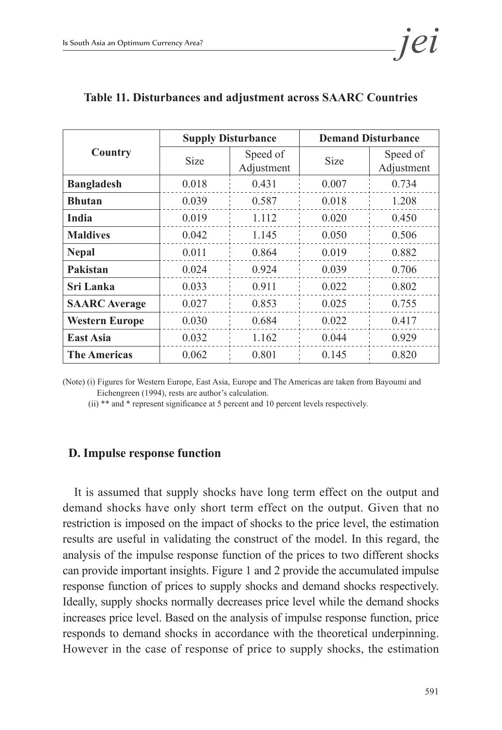**Table 11. Disturbances and adjustment across SAARC Countries**

| Country | Supply Disturbance | | Demand Disturbance | |
|---|---|---|---|---|
| | Size | Speed of Adjustment | Size | Speed of Adjustment |
| **Bangladesh** | 0.018 | 0.431 | 0.007 | 0.734 |
| **Bhutan** | 0.039 | 0.587 | 0.018 | 1.208 |
| **India** | 0.019 | 1.112 | 0.020 | 0.450 |
| **Maldives** | 0.042 | 1.145 | 0.050 | 0.506 |
| **Nepal** | 0.011 | 0.864 | 0.019 | 0.882 |
| **Pakistan** | 0.024 | 0.924 | 0.039 | 0.706 |
| **Sri Lanka** | 0.033 | 0.911 | 0.022 | 0.802 |
| **SAARC Average** | 0.027 | 0.853 | 0.025 | 0.755 |
| **Western Europe** | 0.030 | 0.684 | 0.022 | 0.417 |
| **East Asia** | 0.032 | 1.162 | 0.044 | 0.929 |
| **The Americas** | 0.062 | 0.801 | 0.145 | 0.820 |

(Note) (i) Figures for Western Europe, East Asia, Europe and The Americas are taken from Bayoumi and Eichengreen (1994), rests are author's calculation.
(ii) ** and * represent significance at 5 percent and 10 percent levels respectively.

### D. Impulse response function

It is assumed that supply shocks have long term effect on the output and demand shocks have only short term effect on the output. Given that no restriction is imposed on the impact of shocks to the price level, the estimation results are useful in validating the construct of the model. In this regard, the analysis of the impulse response function of the prices to two different shocks can provide important insights. Figure 1 and 2 provide the accumulated impulse response function of prices to supply shocks and demand shocks respectively. Ideally, supply shocks normally decreases price level while the demand shocks increases price level. Based on the analysis of impulse response function, price responds to demand shocks in accordance with the theoretical underpinning. However in the case of response of price to supply shocks, the estimation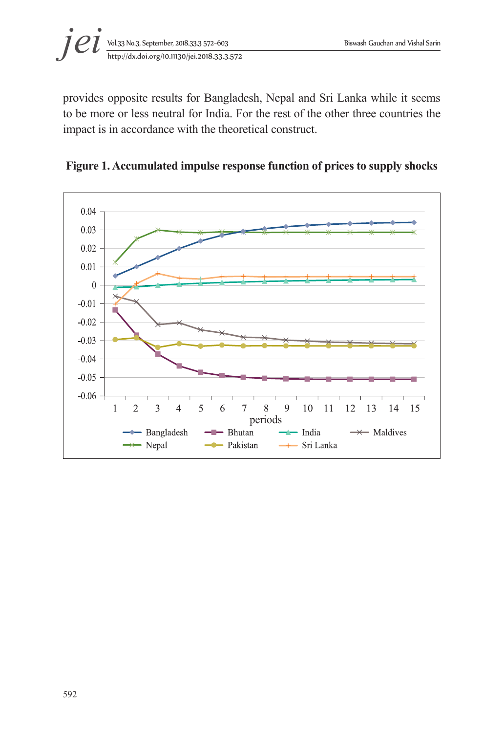provides opposite results for Bangladesh, Nepal and Sri Lanka while it seems to be more or less neutral for India. For the rest of the other three countries the impact is in accordance with the theoretical construct.

**Figure 1. Accumulated impulse response function of prices to supply shocks**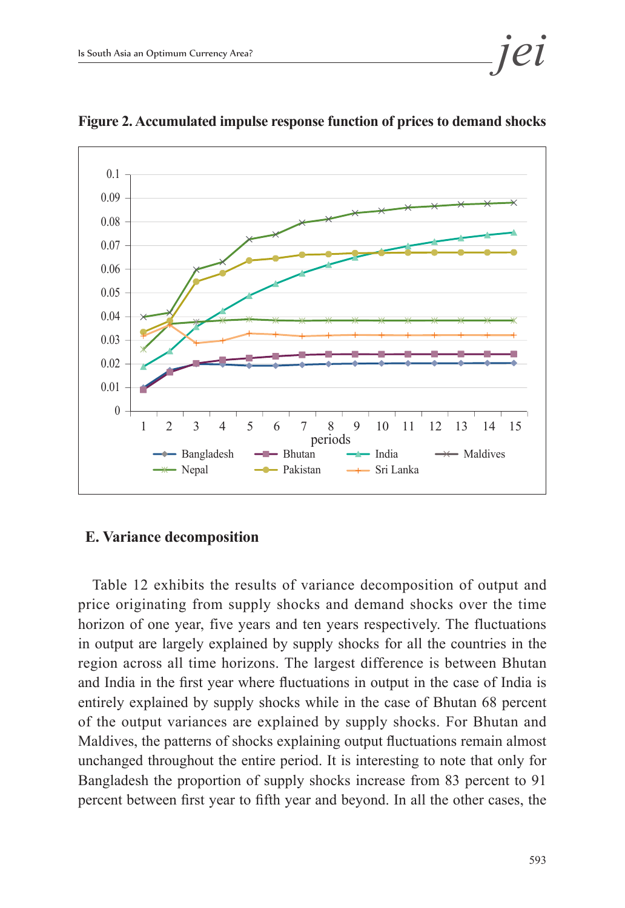**Figure 2. Accumulated impulse response function of prices to demand shocks**

## E. Variance decomposition

Table 12 exhibits the results of variance decomposition of output and price originating from supply shocks and demand shocks over the time horizon of one year, five years and ten years respectively. The fluctuations in output are largely explained by supply shocks for all the countries in the region across all time horizons. The largest difference is between Bhutan and India in the first year where fluctuations in output in the case of India is entirely explained by supply shocks while in the case of Bhutan 68 percent of the output variances are explained by supply shocks. For Bhutan and Maldives, the patterns of shocks explaining output fluctuations remain almost unchanged throughout the entire period. It is interesting to note that only for Bangladesh the proportion of supply shocks increase from 83 percent to 91 percent between first year to fifth year and beyond. In all the other cases, the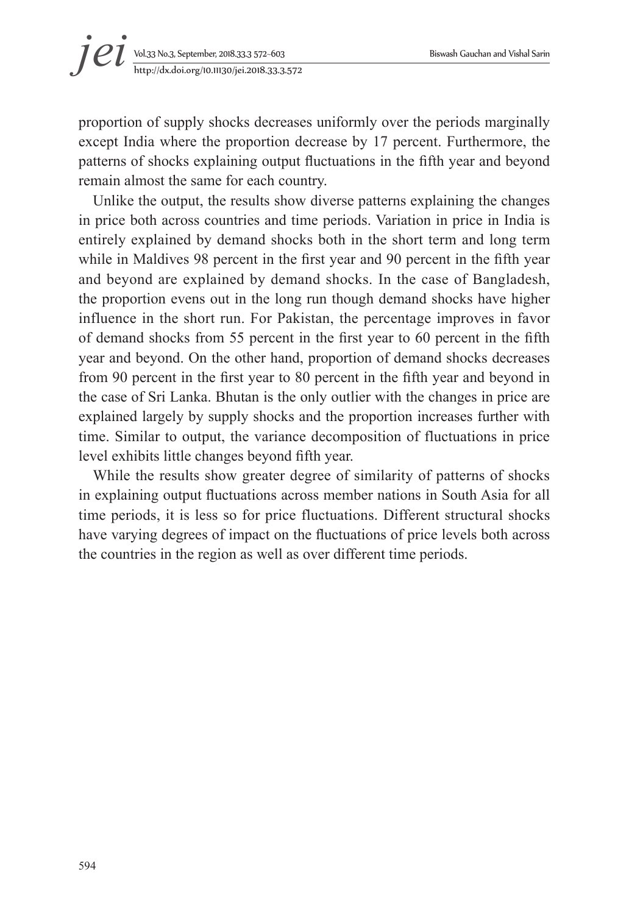proportion of supply shocks decreases uniformly over the periods marginally except India where the proportion decrease by 17 percent. Furthermore, the patterns of shocks explaining output fluctuations in the fifth year and beyond remain almost the same for each country.

Unlike the output, the results show diverse patterns explaining the changes in price both across countries and time periods. Variation in price in India is entirely explained by demand shocks both in the short term and long term while in Maldives 98 percent in the first year and 90 percent in the fifth year and beyond are explained by demand shocks. In the case of Bangladesh, the proportion evens out in the long run though demand shocks have higher influence in the short run. For Pakistan, the percentage improves in favor of demand shocks from 55 percent in the first year to 60 percent in the fifth year and beyond. On the other hand, proportion of demand shocks decreases from 90 percent in the first year to 80 percent in the fifth year and beyond in the case of Sri Lanka. Bhutan is the only outlier with the changes in price are explained largely by supply shocks and the proportion increases further with time. Similar to output, the variance decomposition of fluctuations in price level exhibits little changes beyond fifth year.

While the results show greater degree of similarity of patterns of shocks in explaining output fluctuations across member nations in South Asia for all time periods, it is less so for price fluctuations. Different structural shocks have varying degrees of impact on the fluctuations of price levels both across the countries in the region as well as over different time periods.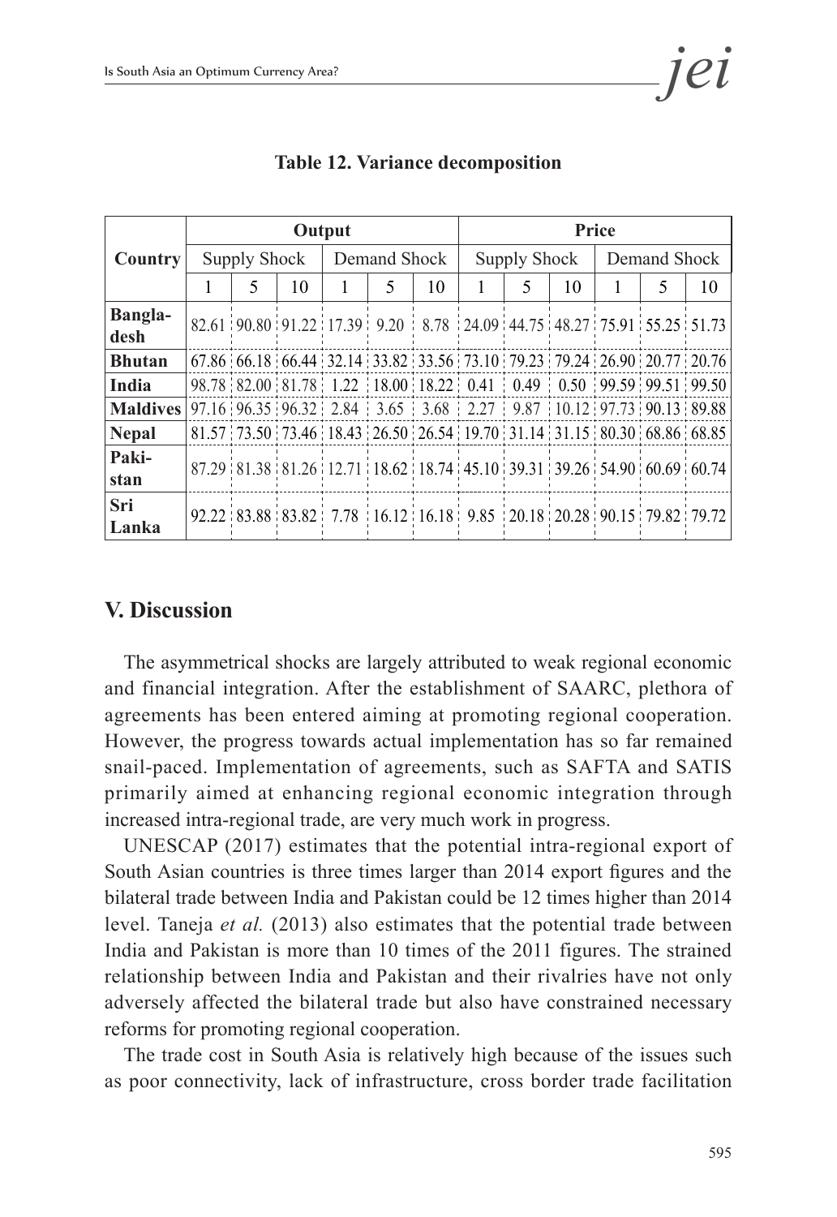**Table 12. Variance decomposition**

| Country | Output | | | | | | Price | | | | | |
|---|---|---|---|---|---|---|---|---|---|---|---|---|
| | Supply Shock | | | Demand Shock | | | Supply Shock | | | Demand Shock | | |
| | 1 | 5 | 10 | 1 | 5 | 10 | 1 | 5 | 10 | 1 | 5 | 10 |
| **Bangladesh** | 82.61 | 90.80 | 91.22 | 17.39 | 9.20 | 8.78 | 24.09 | 44.75 | 48.27 | 75.91 | 55.25 | 51.73 |
| **Bhutan** | 67.86 | 66.18 | 66.44 | 32.14 | 33.82 | 33.56 | 73.10 | 79.23 | 79.24 | 26.90 | 20.77 | 20.76 |
| **India** | 98.78 | 82.00 | 81.78 | 1.22 | 18.00 | 18.22 | 0.41 | 0.49 | 0.50 | 99.59 | 99.51 | 99.50 |
| **Maldives** | 97.16 | 96.35 | 96.32 | 2.84 | 3.65 | 3.68 | 2.27 | 9.87 | 10.12 | 97.73 | 90.13 | 89.88 |
| **Nepal** | 81.57 | 73.50 | 73.46 | 18.43 | 26.50 | 26.54 | 19.70 | 31.14 | 31.15 | 80.30 | 68.86 | 68.85 |
| **Pakistan** | 87.29 | 81.38 | 81.26 | 12.71 | 18.62 | 18.74 | 45.10 | 39.31 | 39.26 | 54.90 | 60.69 | 60.74 |
| **Sri Lanka** | 92.22 | 83.88 | 83.82 | 7.78 | 16.12 | 16.18 | 9.85 | 20.18 | 20.28 | 90.15 | 79.82 | 79.72 |

## V. Discussion

The asymmetrical shocks are largely attributed to weak regional economic and financial integration. After the establishment of SAARC, plethora of agreements has been entered aiming at promoting regional cooperation. However, the progress towards actual implementation has so far remained snail-paced. Implementation of agreements, such as SAFTA and SATIS primarily aimed at enhancing regional economic integration through increased intra-regional trade, are very much work in progress.

UNESCAP (2017) estimates that the potential intra-regional export of South Asian countries is three times larger than 2014 export figures and the bilateral trade between India and Pakistan could be 12 times higher than 2014 level. Taneja *et al.* (2013) also estimates that the potential trade between India and Pakistan is more than 10 times of the 2011 figures. The strained relationship between India and Pakistan and their rivalries have not only adversely affected the bilateral trade but also have constrained necessary reforms for promoting regional cooperation.

The trade cost in South Asia is relatively high because of the issues such as poor connectivity, lack of infrastructure, cross border trade facilitation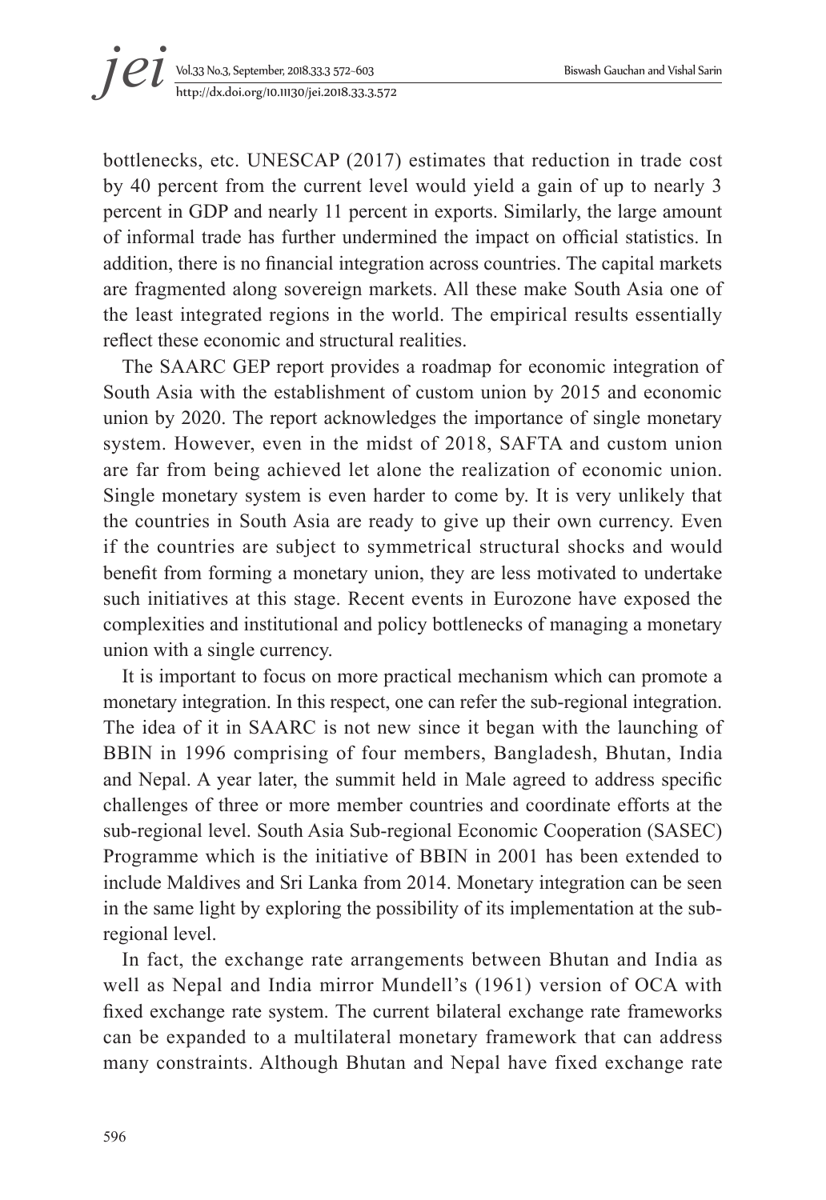bottlenecks, etc. UNESCAP (2017) estimates that reduction in trade cost by 40 percent from the current level would yield a gain of up to nearly 3 percent in GDP and nearly 11 percent in exports. Similarly, the large amount of informal trade has further undermined the impact on official statistics. In addition, there is no financial integration across countries. The capital markets are fragmented along sovereign markets. All these make South Asia one of the least integrated regions in the world. The empirical results essentially reflect these economic and structural realities.

The SAARC GEP report provides a roadmap for economic integration of South Asia with the establishment of custom union by 2015 and economic union by 2020. The report acknowledges the importance of single monetary system. However, even in the midst of 2018, SAFTA and custom union are far from being achieved let alone the realization of economic union. Single monetary system is even harder to come by. It is very unlikely that the countries in South Asia are ready to give up their own currency. Even if the countries are subject to symmetrical structural shocks and would benefit from forming a monetary union, they are less motivated to undertake such initiatives at this stage. Recent events in Eurozone have exposed the complexities and institutional and policy bottlenecks of managing a monetary union with a single currency.

It is important to focus on more practical mechanism which can promote a monetary integration. In this respect, one can refer the sub-regional integration. The idea of it in SAARC is not new since it began with the launching of BBIN in 1996 comprising of four members, Bangladesh, Bhutan, India and Nepal. A year later, the summit held in Male agreed to address specific challenges of three or more member countries and coordinate efforts at the sub-regional level. South Asia Sub-regional Economic Cooperation (SASEC) Programme which is the initiative of BBIN in 2001 has been extended to include Maldives and Sri Lanka from 2014. Monetary integration can be seen in the same light by exploring the possibility of its implementation at the sub-regional level.

In fact, the exchange rate arrangements between Bhutan and India as well as Nepal and India mirror Mundell's (1961) version of OCA with fixed exchange rate system. The current bilateral exchange rate frameworks can be expanded to a multilateral monetary framework that can address many constraints. Although Bhutan and Nepal have fixed exchange rate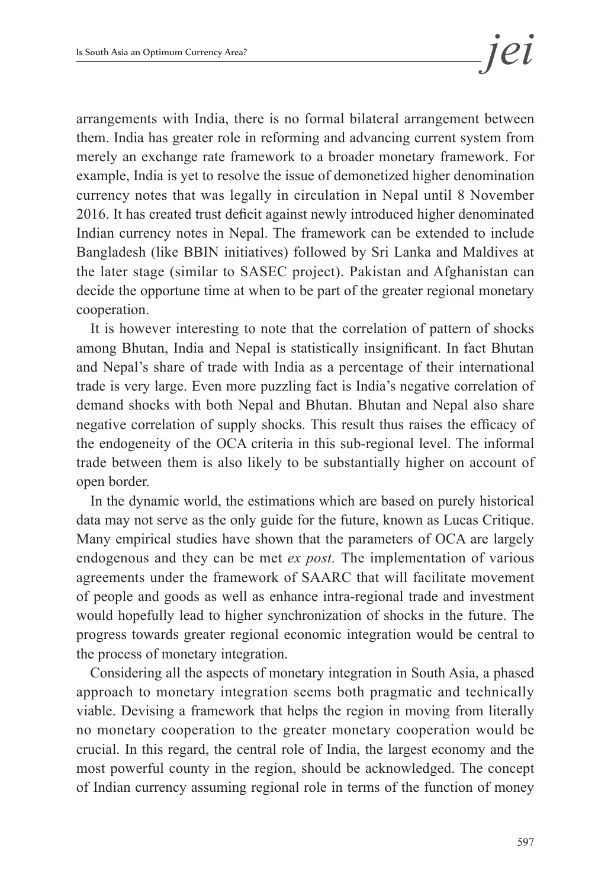arrangements with India, there is no formal bilateral arrangement between them. India has greater role in reforming and advancing current system from merely an exchange rate framework to a broader monetary framework. For example, India is yet to resolve the issue of demonetized higher denomination currency notes that was legally in circulation in Nepal until 8 November 2016. It has created trust deficit against newly introduced higher denominated Indian currency notes in Nepal. The framework can be extended to include Bangladesh (like BBIN initiatives) followed by Sri Lanka and Maldives at the later stage (similar to SASEC project). Pakistan and Afghanistan can decide the opportune time at when to be part of the greater regional monetary cooperation.

It is however interesting to note that the correlation of pattern of shocks among Bhutan, India and Nepal is statistically insignificant. In fact Bhutan and Nepal's share of trade with India as a percentage of their international trade is very large. Even more puzzling fact is India's negative correlation of demand shocks with both Nepal and Bhutan. Bhutan and Nepal also share negative correlation of supply shocks. This result thus raises the efficacy of the endogeneity of the OCA criteria in this sub-regional level. The informal trade between them is also likely to be substantially higher on account of open border.

In the dynamic world, the estimations which are based on purely historical data may not serve as the only guide for the future, known as Lucas Critique. Many empirical studies have shown that the parameters of OCA are largely endogenous and they can be met *ex post.* The implementation of various agreements under the framework of SAARC that will facilitate movement of people and goods as well as enhance intra-regional trade and investment would hopefully lead to higher synchronization of shocks in the future. The progress towards greater regional economic integration would be central to the process of monetary integration.

Considering all the aspects of monetary integration in South Asia, a phased approach to monetary integration seems both pragmatic and technically viable. Devising a framework that helps the region in moving from literally no monetary cooperation to the greater monetary cooperation would be crucial. In this regard, the central role of India, the largest economy and the most powerful county in the region, should be acknowledged. The concept of Indian currency assuming regional role in terms of the function of money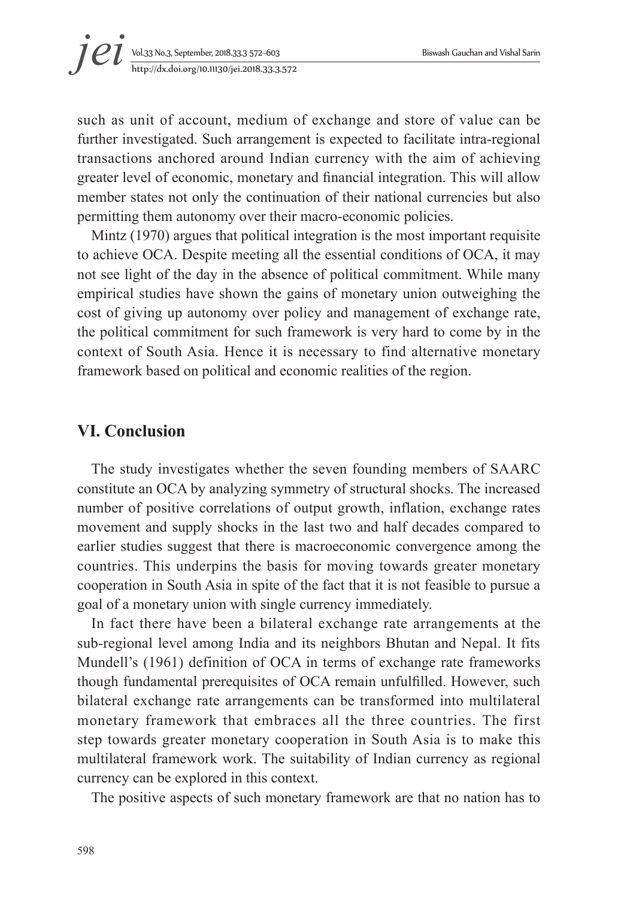such as unit of account, medium of exchange and store of value can be further investigated. Such arrangement is expected to facilitate intra-regional transactions anchored around Indian currency with the aim of achieving greater level of economic, monetary and financial integration. This will allow member states not only the continuation of their national currencies but also permitting them autonomy over their macro-economic policies.

Mintz (1970) argues that political integration is the most important requisite to achieve OCA. Despite meeting all the essential conditions of OCA, it may not see light of the day in the absence of political commitment. While many empirical studies have shown the gains of monetary union outweighing the cost of giving up autonomy over policy and management of exchange rate, the political commitment for such framework is very hard to come by in the context of South Asia. Hence it is necessary to find alternative monetary framework based on political and economic realities of the region.

## VI. Conclusion

The study investigates whether the seven founding members of SAARC constitute an OCA by analyzing symmetry of structural shocks. The increased number of positive correlations of output growth, inflation, exchange rates movement and supply shocks in the last two and half decades compared to earlier studies suggest that there is macroeconomic convergence among the countries. This underpins the basis for moving towards greater monetary cooperation in South Asia in spite of the fact that it is not feasible to pursue a goal of a monetary union with single currency immediately.

In fact there have been a bilateral exchange rate arrangements at the sub-regional level among India and its neighbors Bhutan and Nepal. It fits Mundell's (1961) definition of OCA in terms of exchange rate frameworks though fundamental prerequisites of OCA remain unfulfilled. However, such bilateral exchange rate arrangements can be transformed into multilateral monetary framework that embraces all the three countries. The first step towards greater monetary cooperation in South Asia is to make this multilateral framework work. The suitability of Indian currency as regional currency can be explored in this context.

The positive aspects of such monetary framework are that no nation has to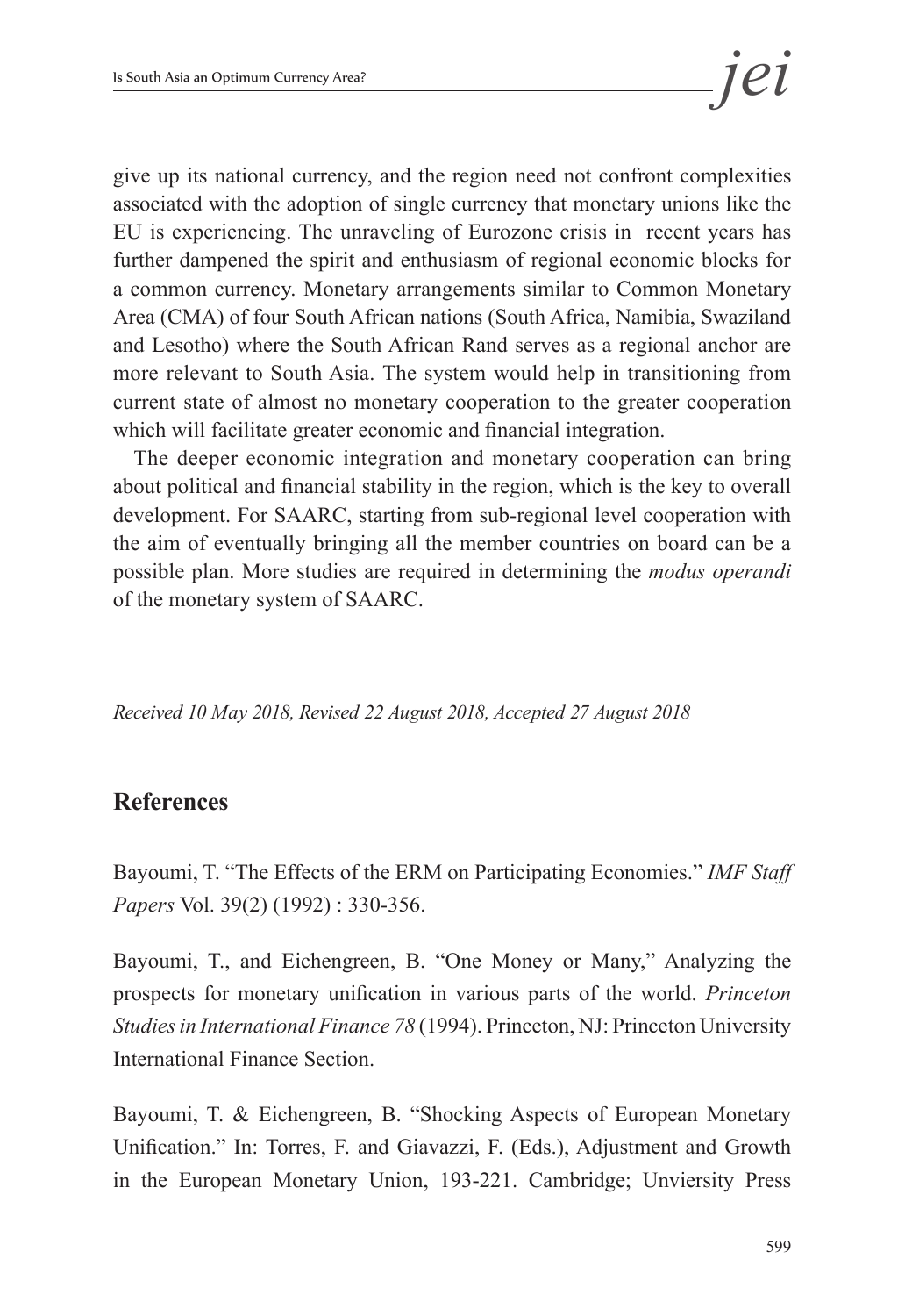give up its national currency, and the region need not confront complexities associated with the adoption of single currency that monetary unions like the EU is experiencing. The unraveling of Eurozone crisis in recent years has further dampened the spirit and enthusiasm of regional economic blocks for a common currency. Monetary arrangements similar to Common Monetary Area (CMA) of four South African nations (South Africa, Namibia, Swaziland and Lesotho) where the South African Rand serves as a regional anchor are more relevant to South Asia. The system would help in transitioning from current state of almost no monetary cooperation to the greater cooperation which will facilitate greater economic and financial integration.

The deeper economic integration and monetary cooperation can bring about political and financial stability in the region, which is the key to overall development. For SAARC, starting from sub-regional level cooperation with the aim of eventually bringing all the member countries on board can be a possible plan. More studies are required in determining the *modus operandi* of the monetary system of SAARC.

*Received 10 May 2018, Revised 22 August 2018, Accepted 27 August 2018*

## References

Bayoumi, T. "The Effects of the ERM on Participating Economies." *IMF Staff Papers* Vol. 39(2) (1992) : 330-356.

Bayoumi, T., and Eichengreen, B. "One Money or Many," Analyzing the prospects for monetary unification in various parts of the world. *Princeton Studies in International Finance 78* (1994). Princeton, NJ: Princeton University International Finance Section.

Bayoumi, T. & Eichengreen, B. "Shocking Aspects of European Monetary Unification." In: Torres, F. and Giavazzi, F. (Eds.), Adjustment and Growth in the European Monetary Union, 193-221. Cambridge; Unviersity Press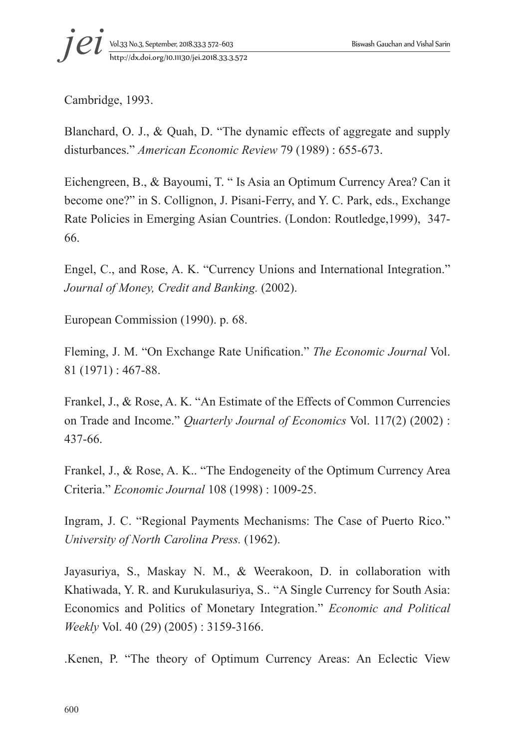Cambridge, 1993.

Blanchard, O. J., & Quah, D. "The dynamic effects of aggregate and supply disturbances." *American Economic Review* 79 (1989) : 655-673.

Eichengreen, B., & Bayoumi, T. " Is Asia an Optimum Currency Area? Can it become one?" in S. Collignon, J. Pisani-Ferry, and Y. C. Park, eds., Exchange Rate Policies in Emerging Asian Countries. (London: Routledge,1999), 347-66.

Engel, C., and Rose, A. K. "Currency Unions and International Integration." *Journal of Money, Credit and Banking.* (2002).

European Commission (1990). p. 68.

Fleming, J. M. "On Exchange Rate Unification." *The Economic Journal* Vol. 81 (1971) : 467-88.

Frankel, J., & Rose, A. K. "An Estimate of the Effects of Common Currencies on Trade and Income." *Quarterly Journal of Economics* Vol. 117(2) (2002) : 437-66.

Frankel, J., & Rose, A. K.. "The Endogeneity of the Optimum Currency Area Criteria." *Economic Journal* 108 (1998) : 1009-25.

Ingram, J. C. "Regional Payments Mechanisms: The Case of Puerto Rico." *University of North Carolina Press.* (1962).

Jayasuriya, S., Maskay N. M., & Weerakoon, D. in collaboration with Khatiwada, Y. R. and Kurukulasuriya, S.. "A Single Currency for South Asia: Economics and Politics of Monetary Integration." *Economic and Political Weekly* Vol. 40 (29) (2005) : 3159-3166.

.Kenen, P. "The theory of Optimum Currency Areas: An Eclectic View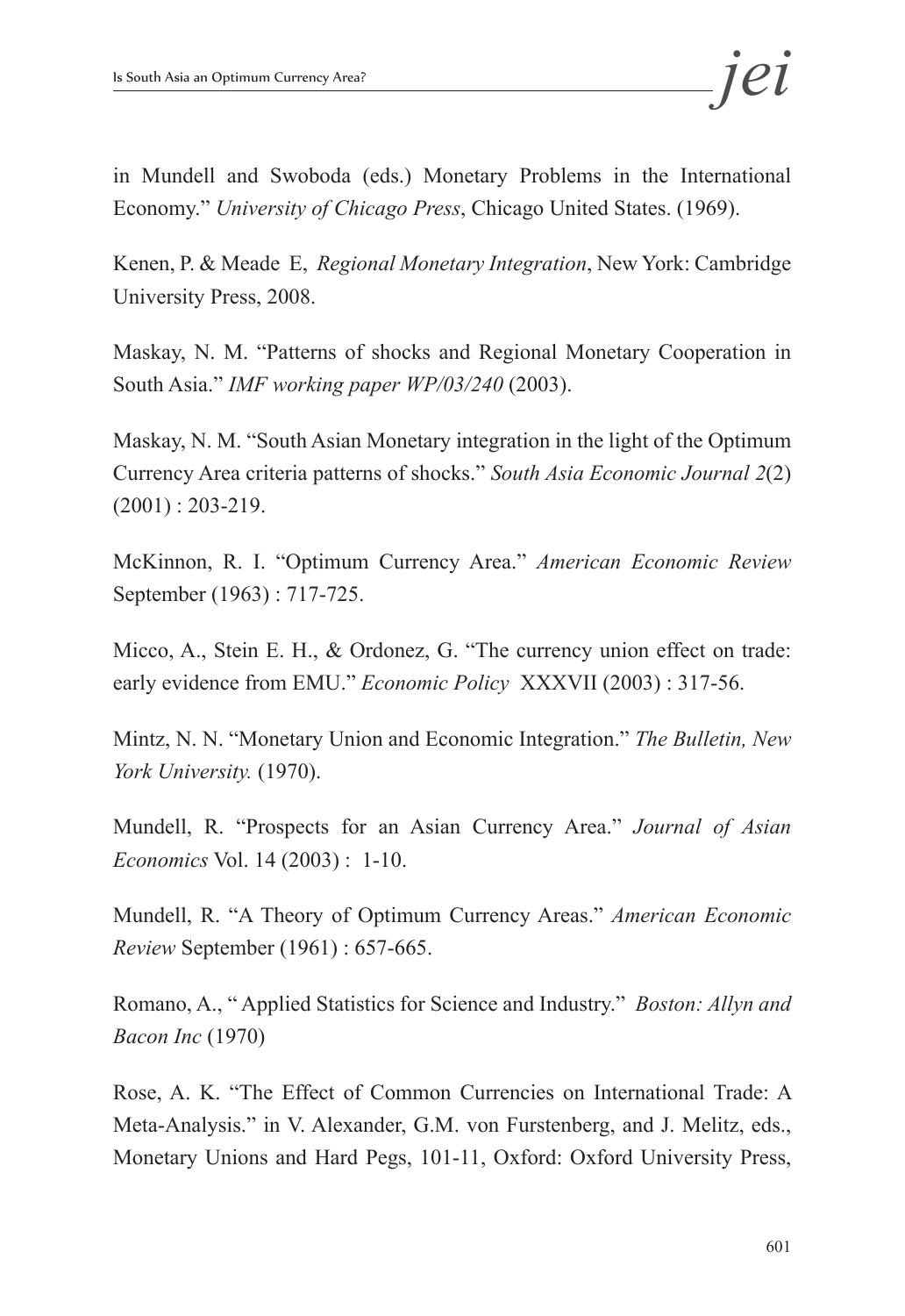in Mundell and Swoboda (eds.) Monetary Problems in the International Economy." *University of Chicago Press*, Chicago United States. (1969).

Kenen, P. & Meade E, *Regional Monetary Integration*, New York: Cambridge University Press, 2008.

Maskay, N. M. "Patterns of shocks and Regional Monetary Cooperation in South Asia." *IMF working paper WP/03/240* (2003).

Maskay, N. M. "South Asian Monetary integration in the light of the Optimum Currency Area criteria patterns of shocks." *South Asia Economic Journal 2*(2) (2001) : 203-219.

McKinnon, R. I. "Optimum Currency Area." *American Economic Review* September (1963) : 717-725.

Micco, A., Stein E. H., & Ordonez, G. "The currency union effect on trade: early evidence from EMU." *Economic Policy* XXXVII (2003) : 317-56.

Mintz, N. N. "Monetary Union and Economic Integration." *The Bulletin, New York University.* (1970).

Mundell, R. "Prospects for an Asian Currency Area." *Journal of Asian Economics* Vol. 14 (2003) : 1-10.

Mundell, R. "A Theory of Optimum Currency Areas." *American Economic Review* September (1961) : 657-665.

Romano, A., " Applied Statistics for Science and Industry." *Boston: Allyn and Bacon Inc* (1970)

Rose, A. K. "The Effect of Common Currencies on International Trade: A Meta-Analysis." in V. Alexander, G.M. von Furstenberg, and J. Melitz, eds., Monetary Unions and Hard Pegs, 101-11, Oxford: Oxford University Press,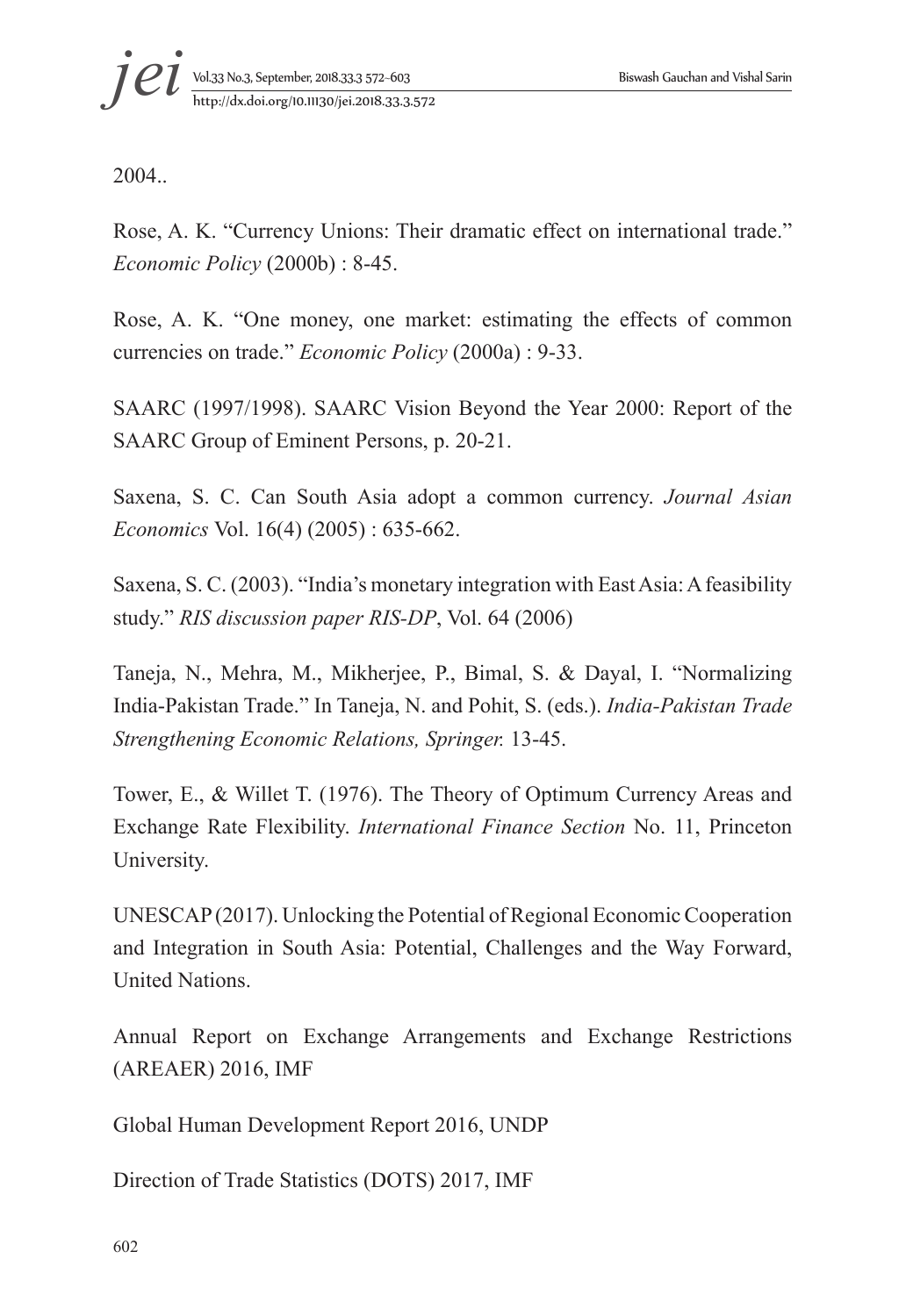2004..

Rose, A. K. "Currency Unions: Their dramatic effect on international trade." *Economic Policy* (2000b) : 8-45.

Rose, A. K. "One money, one market: estimating the effects of common currencies on trade." *Economic Policy* (2000a) : 9-33.

SAARC (1997/1998). SAARC Vision Beyond the Year 2000: Report of the SAARC Group of Eminent Persons, p. 20-21.

Saxena, S. C. Can South Asia adopt a common currency. *Journal Asian Economics* Vol. 16(4) (2005) : 635-662.

Saxena, S. C. (2003). "India's monetary integration with East Asia: A feasibility study." *RIS discussion paper RIS-DP*, Vol. 64 (2006)

Taneja, N., Mehra, M., Mikherjee, P., Bimal, S. & Dayal, I. "Normalizing India-Pakistan Trade." In Taneja, N. and Pohit, S. (eds.). *India-Pakistan Trade Strengthening Economic Relations, Springer.* 13-45.

Tower, E., & Willet T. (1976). The Theory of Optimum Currency Areas and Exchange Rate Flexibility. *International Finance Section* No. 11, Princeton University.

UNESCAP (2017). Unlocking the Potential of Regional Economic Cooperation and Integration in South Asia: Potential, Challenges and the Way Forward, United Nations.

Annual Report on Exchange Arrangements and Exchange Restrictions (AREAER) 2016, IMF

Global Human Development Report 2016, UNDP

Direction of Trade Statistics (DOTS) 2017, IMF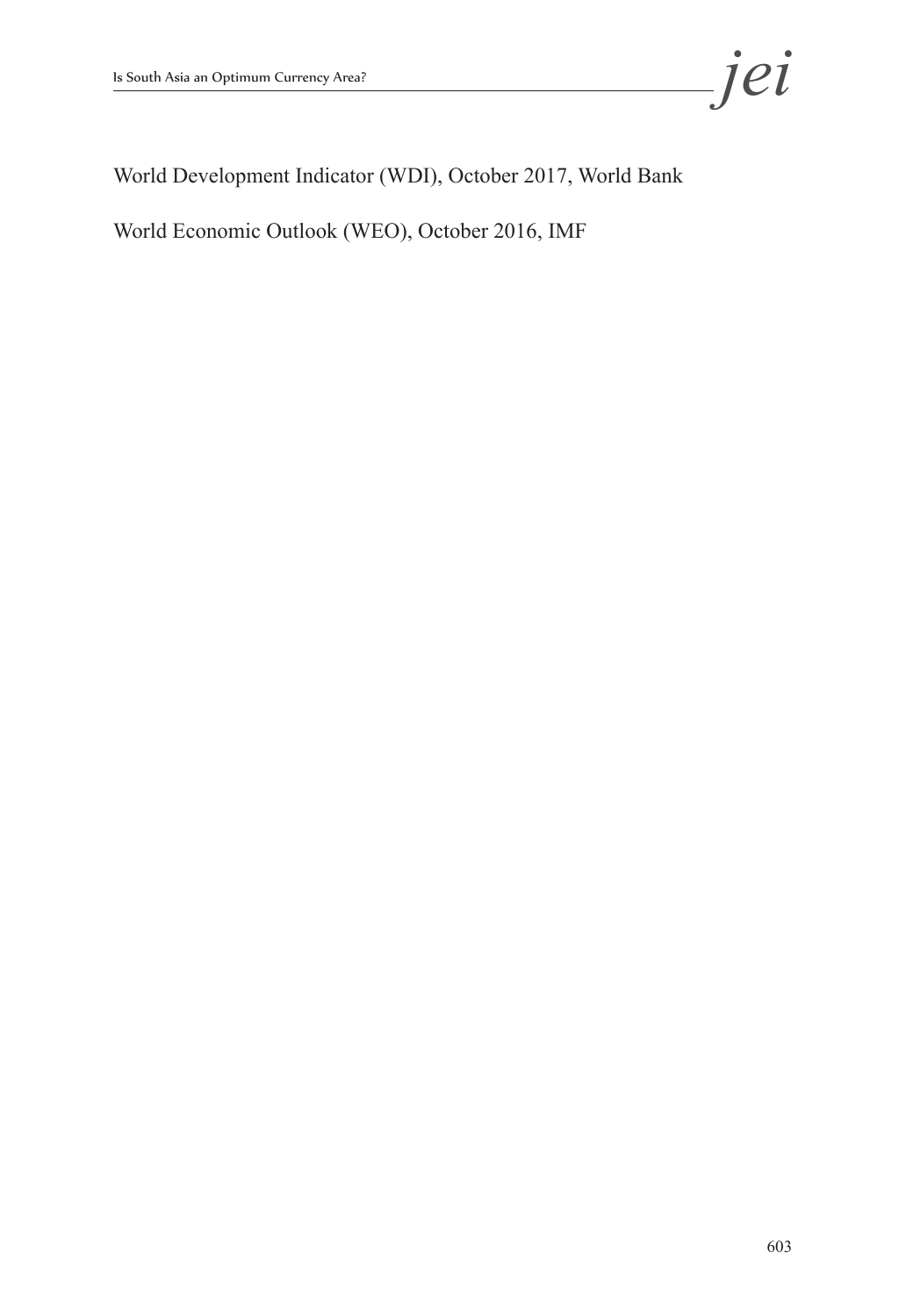World Development Indicator (WDI), October 2017, World Bank

World Economic Outlook (WEO), October 2016, IMF